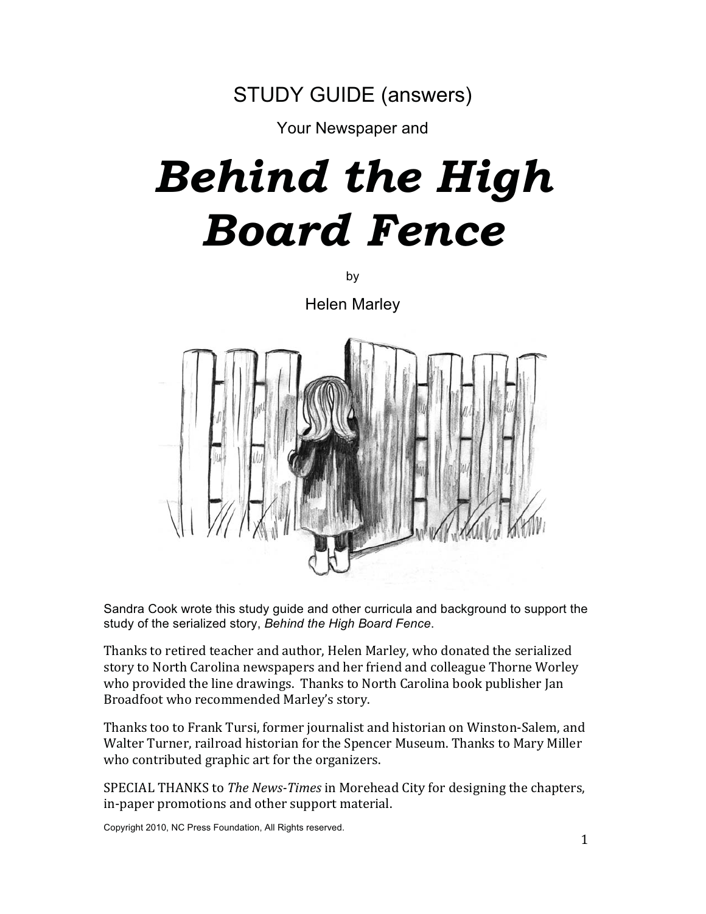STUDY GUIDE (answers)

Your Newspaper and

# *Behind the High Board Fence*

by

Helen Marley

Sandra Cook wrote this study guide and other curricula and background to support the study of the serialized story, *Behind the High Board Fence*.

Thanks to retired teacher and author, Helen Marley, who donated the serialized story to North Carolina newspapers and her friend and colleague Thorne Worley who provided the line drawings. Thanks to North Carolina book publisher Jan Broadfoot who recommended Marley's story.

Thanks too to Frank Tursi, former journalist and historian on Winston-Salem, and Walter Turner, railroad historian for the Spencer Museum. Thanks to Mary Miller who contributed graphic art for the organizers.

SPECIAL THANKS to *The News-Times* in Morehead City for designing the chapters, in-paper promotions and other support material.

Copyright 2010, NC Press Foundation, All Rights reserved.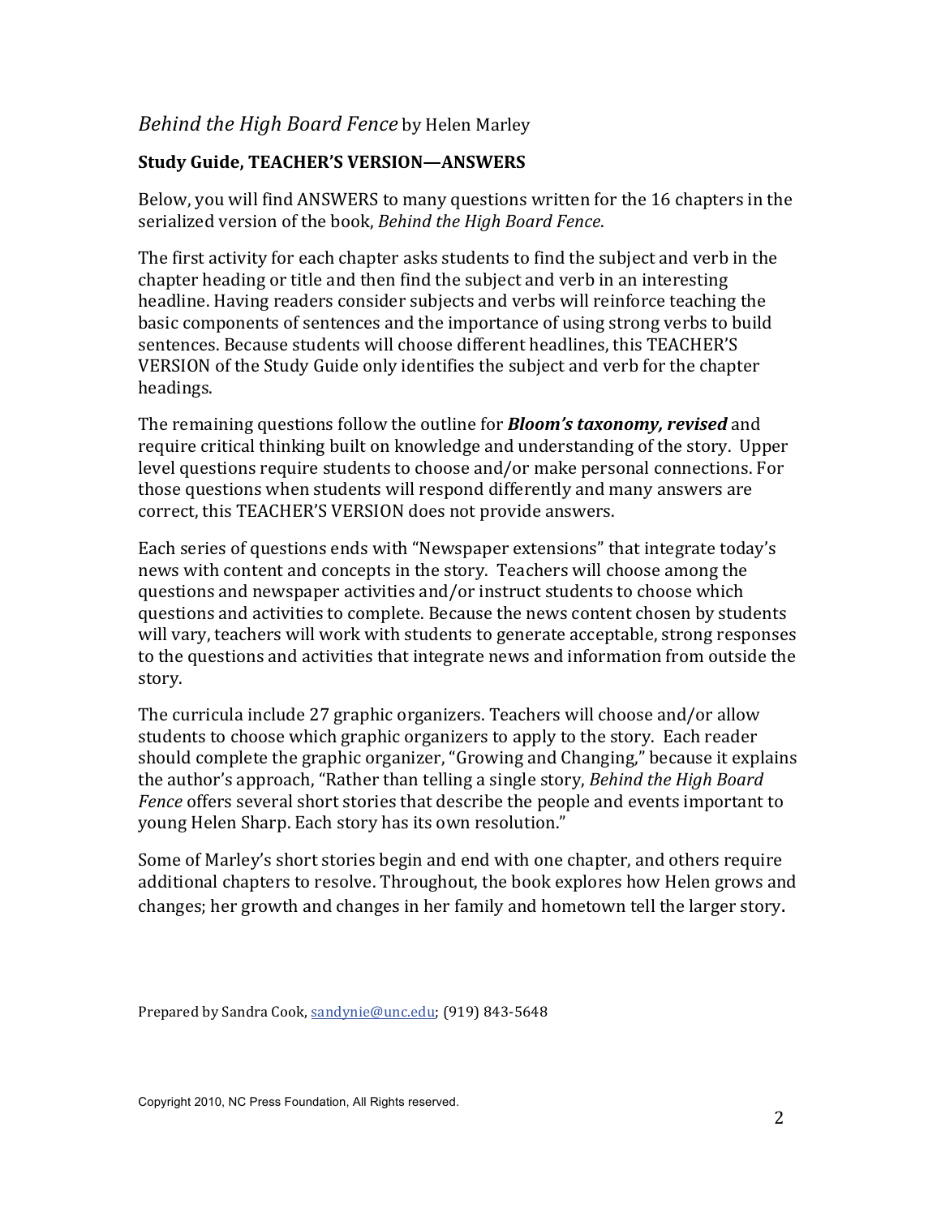*Behind the High Board Fence* by Helen Marley

**Study Guide, TEACHER'S VERSION—ANSWERS**

Below, you will find ANSWERS to many questions written for the 16 chapters in the serialized version of the book, *Behind the High Board Fence*.

The first activity for each chapter asks students to find the subject and verb in the chapter heading or title and then find the subject and verb in an interesting headline. Having readers consider subjects and verbs will reinforce teaching the basic components of sentences and the importance of using strong verbs to build sentences. Because students will choose different headlines, this TEACHER'S VERSION of the Study Guide only identifies the subject and verb for the chapter headings.

The remaining questions follow the outline for ***Bloom's taxonomy, revised*** and require critical thinking built on knowledge and understanding of the story. Upper level questions require students to choose and/or make personal connections. For those questions when students will respond differently and many answers are correct, this TEACHER'S VERSION does not provide answers.

Each series of questions ends with "Newspaper extensions" that integrate today's news with content and concepts in the story. Teachers will choose among the questions and newspaper activities and/or instruct students to choose which questions and activities to complete. Because the news content chosen by students will vary, teachers will work with students to generate acceptable, strong responses to the questions and activities that integrate news and information from outside the story.

The curricula include 27 graphic organizers. Teachers will choose and/or allow students to choose which graphic organizers to apply to the story. Each reader should complete the graphic organizer, "Growing and Changing," because it explains the author's approach, "Rather than telling a single story, *Behind the High Board Fence* offers several short stories that describe the people and events important to young Helen Sharp. Each story has its own resolution."

Some of Marley's short stories begin and end with one chapter, and others require additional chapters to resolve. Throughout, the book explores how Helen grows and changes; her growth and changes in her family and hometown tell the larger story.

Prepared by Sandra Cook, sandynie@unc.edu; (919) 843-5648

Copyright 2010, NC Press Foundation, All Rights reserved.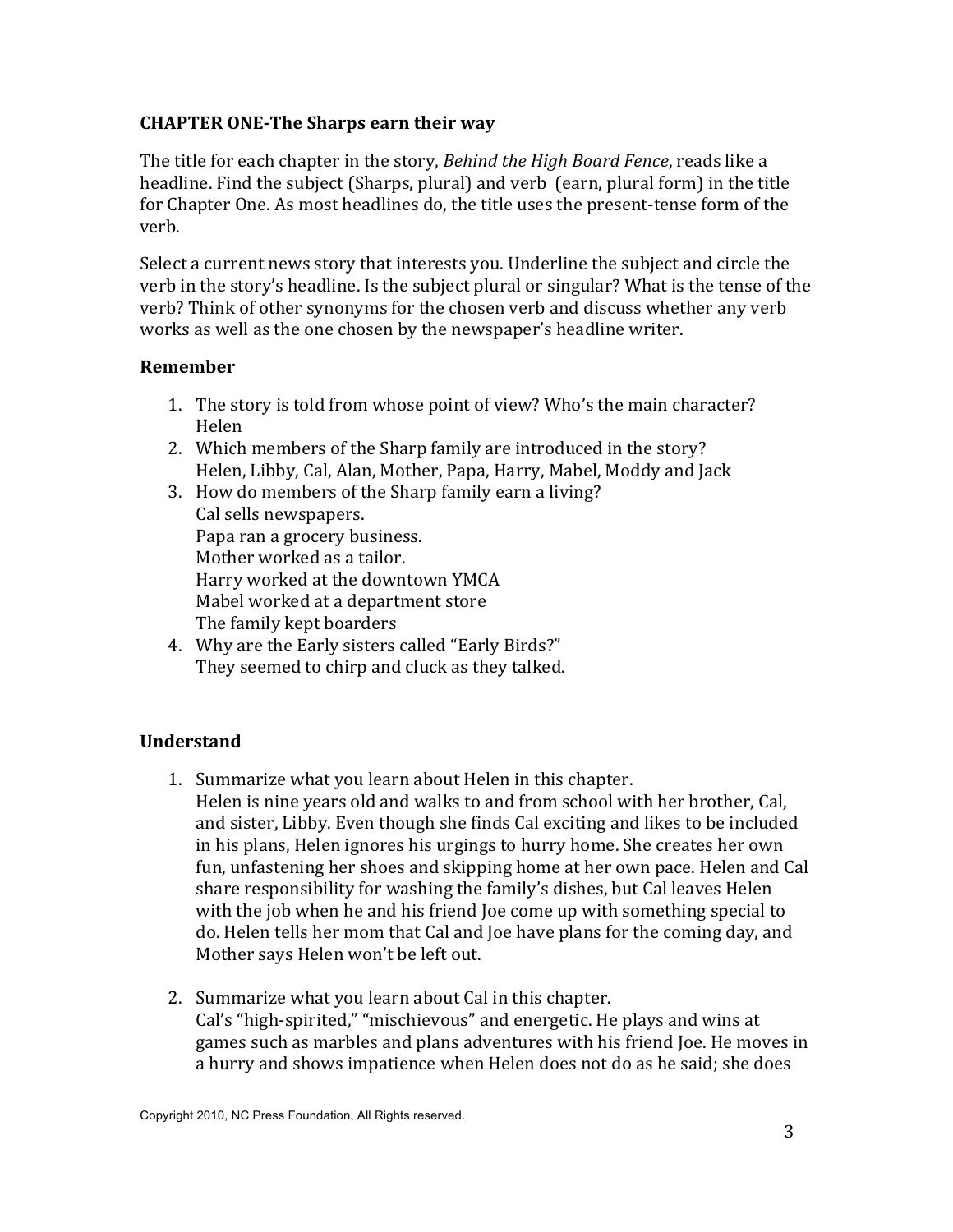### CHAPTER ONE-The Sharps earn their way

The title for each chapter in the story, *Behind the High Board Fence*, reads like a headline. Find the subject (Sharps, plural) and verb (earn, plural form) in the title for Chapter One. As most headlines do, the title uses the present-tense form of the verb.

Select a current news story that interests you. Underline the subject and circle the verb in the story's headline. Is the subject plural or singular? What is the tense of the verb? Think of other synonyms for the chosen verb and discuss whether any verb works as well as the one chosen by the newspaper's headline writer.

#### Remember

1. The story is told from whose point of view? Who's the main character?
   Helen
2. Which members of the Sharp family are introduced in the story?
   Helen, Libby, Cal, Alan, Mother, Papa, Harry, Mabel, Moddy and Jack
3. How do members of the Sharp family earn a living?
   Cal sells newspapers.
   Papa ran a grocery business.
   Mother worked as a tailor.
   Harry worked at the downtown YMCA
   Mabel worked at a department store
   The family kept boarders
4. Why are the Early sisters called "Early Birds?"
   They seemed to chirp and cluck as they talked.

#### Understand

1. Summarize what you learn about Helen in this chapter.
   Helen is nine years old and walks to and from school with her brother, Cal, and sister, Libby. Even though she finds Cal exciting and likes to be included in his plans, Helen ignores his urgings to hurry home. She creates her own fun, unfastening her shoes and skipping home at her own pace. Helen and Cal share responsibility for washing the family's dishes, but Cal leaves Helen with the job when he and his friend Joe come up with something special to do. Helen tells her mom that Cal and Joe have plans for the coming day, and Mother says Helen won't be left out.

2. Summarize what you learn about Cal in this chapter.
   Cal's "high-spirited," "mischievous" and energetic. He plays and wins at games such as marbles and plans adventures with his friend Joe. He moves in a hurry and shows impatience when Helen does not do as he said; she does

Copyright 2010, NC Press Foundation, All Rights reserved.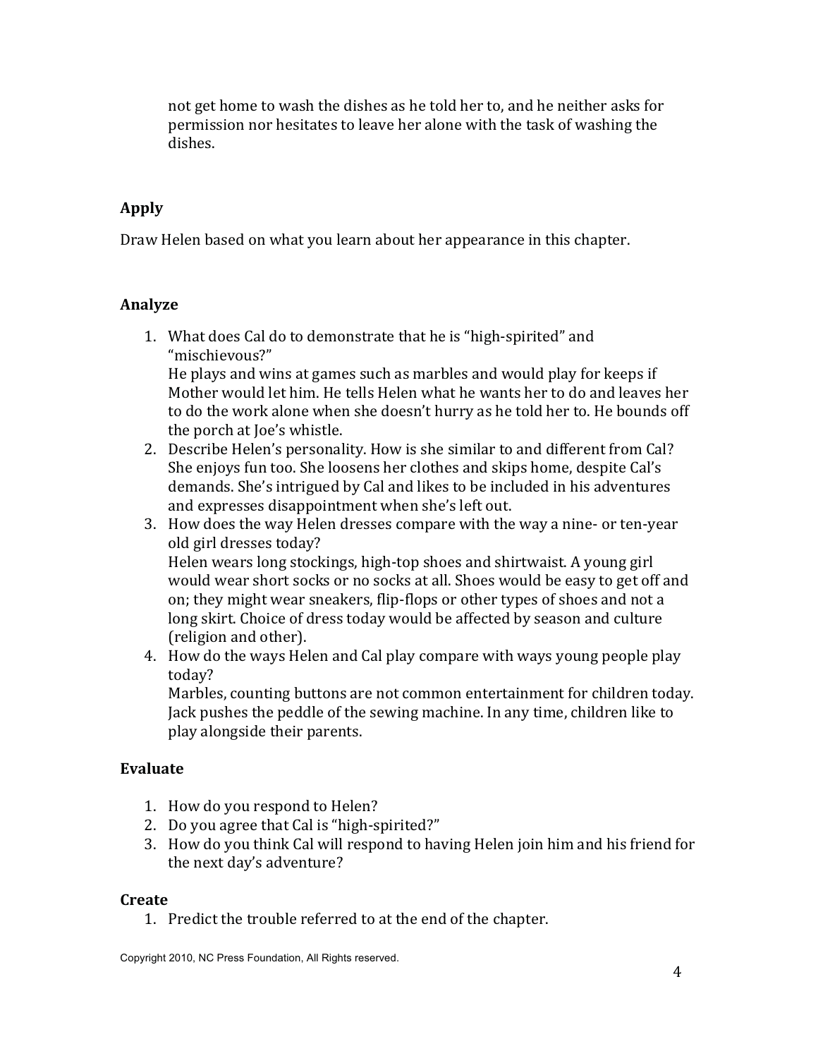not get home to wash the dishes as he told her to, and he neither asks for permission nor hesitates to leave her alone with the task of washing the dishes.

## Apply

Draw Helen based on what you learn about her appearance in this chapter.

## Analyze

1. What does Cal do to demonstrate that he is "high-spirited" and "mischievous?"
   He plays and wins at games such as marbles and would play for keeps if Mother would let him. He tells Helen what he wants her to do and leaves her to do the work alone when she doesn't hurry as he told her to. He bounds off the porch at Joe's whistle.
2. Describe Helen's personality. How is she similar to and different from Cal?
   She enjoys fun too. She loosens her clothes and skips home, despite Cal's demands. She's intrigued by Cal and likes to be included in his adventures and expresses disappointment when she's left out.
3. How does the way Helen dresses compare with the way a nine- or ten-year old girl dresses today?
   Helen wears long stockings, high-top shoes and shirtwaist. A young girl would wear short socks or no socks at all. Shoes would be easy to get off and on; they might wear sneakers, flip-flops or other types of shoes and not a long skirt. Choice of dress today would be affected by season and culture (religion and other).
4. How do the ways Helen and Cal play compare with ways young people play today?
   Marbles, counting buttons are not common entertainment for children today. Jack pushes the peddle of the sewing machine. In any time, children like to play alongside their parents.

## Evaluate

1. How do you respond to Helen?
2. Do you agree that Cal is "high-spirited?"
3. How do you think Cal will respond to having Helen join him and his friend for the next day's adventure?

## Create

1. Predict the trouble referred to at the end of the chapter.

Copyright 2010, NC Press Foundation, All Rights reserved.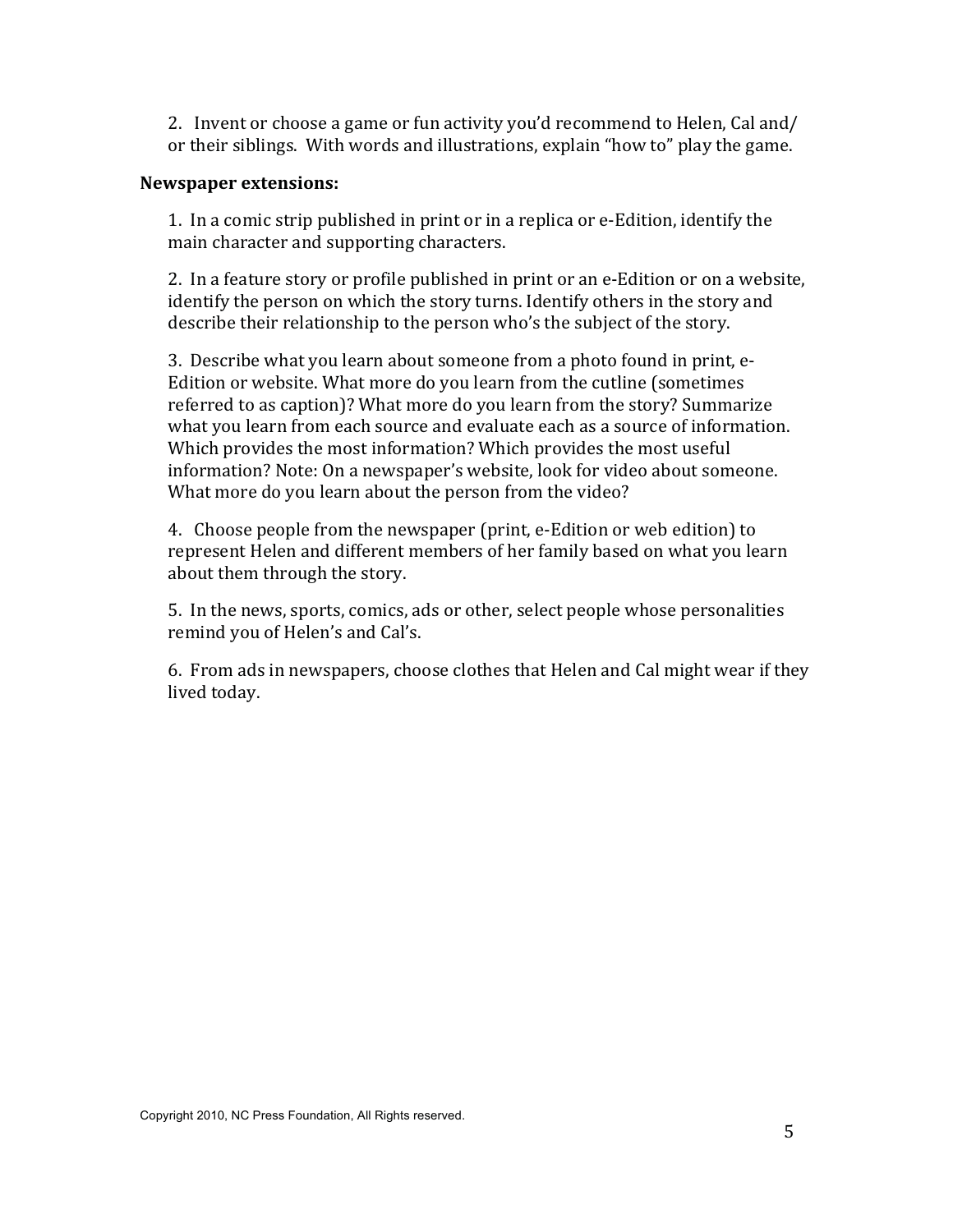2. Invent or choose a game or fun activity you'd recommend to Helen, Cal and/ or their siblings. With words and illustrations, explain "how to" play the game.

**Newspaper extensions:**

1. In a comic strip published in print or in a replica or e-Edition, identify the main character and supporting characters.

2. In a feature story or profile published in print or an e-Edition or on a website, identify the person on which the story turns. Identify others in the story and describe their relationship to the person who's the subject of the story.

3. Describe what you learn about someone from a photo found in print, e-Edition or website. What more do you learn from the cutline (sometimes referred to as caption)? What more do you learn from the story? Summarize what you learn from each source and evaluate each as a source of information. Which provides the most information? Which provides the most useful information? Note: On a newspaper's website, look for video about someone. What more do you learn about the person from the video?

4. Choose people from the newspaper (print, e-Edition or web edition) to represent Helen and different members of her family based on what you learn about them through the story.

5. In the news, sports, comics, ads or other, select people whose personalities remind you of Helen's and Cal's.

6. From ads in newspapers, choose clothes that Helen and Cal might wear if they lived today.

Copyright 2010, NC Press Foundation, All Rights reserved.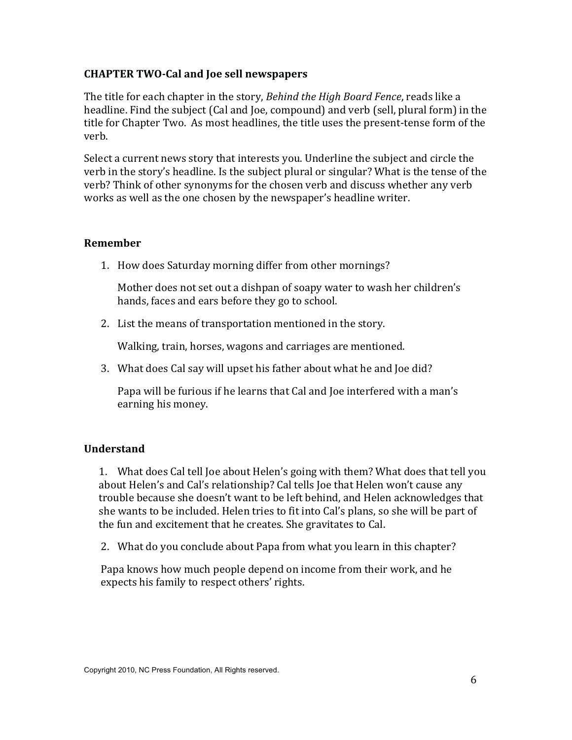## CHAPTER TWO-Cal and Joe sell newspapers

The title for each chapter in the story, *Behind the High Board Fence*, reads like a headline. Find the subject (Cal and Joe, compound) and verb (sell, plural form) in the title for Chapter Two. As most headlines, the title uses the present-tense form of the verb.

Select a current news story that interests you. Underline the subject and circle the verb in the story's headline. Is the subject plural or singular? What is the tense of the verb? Think of other synonyms for the chosen verb and discuss whether any verb works as well as the one chosen by the newspaper's headline writer.

### Remember

1. How does Saturday morning differ from other mornings?

   Mother does not set out a dishpan of soapy water to wash her children's hands, faces and ears before they go to school.

2. List the means of transportation mentioned in the story.

   Walking, train, horses, wagons and carriages are mentioned.

3. What does Cal say will upset his father about what he and Joe did?

   Papa will be furious if he learns that Cal and Joe interfered with a man's earning his money.

### Understand

1. What does Cal tell Joe about Helen's going with them? What does that tell you about Helen's and Cal's relationship? Cal tells Joe that Helen won't cause any trouble because she doesn't want to be left behind, and Helen acknowledges that she wants to be included. Helen tries to fit into Cal's plans, so she will be part of the fun and excitement that he creates. She gravitates to Cal.

2. What do you conclude about Papa from what you learn in this chapter?

   Papa knows how much people depend on income from their work, and he expects his family to respect others' rights.

Copyright 2010, NC Press Foundation, All Rights reserved.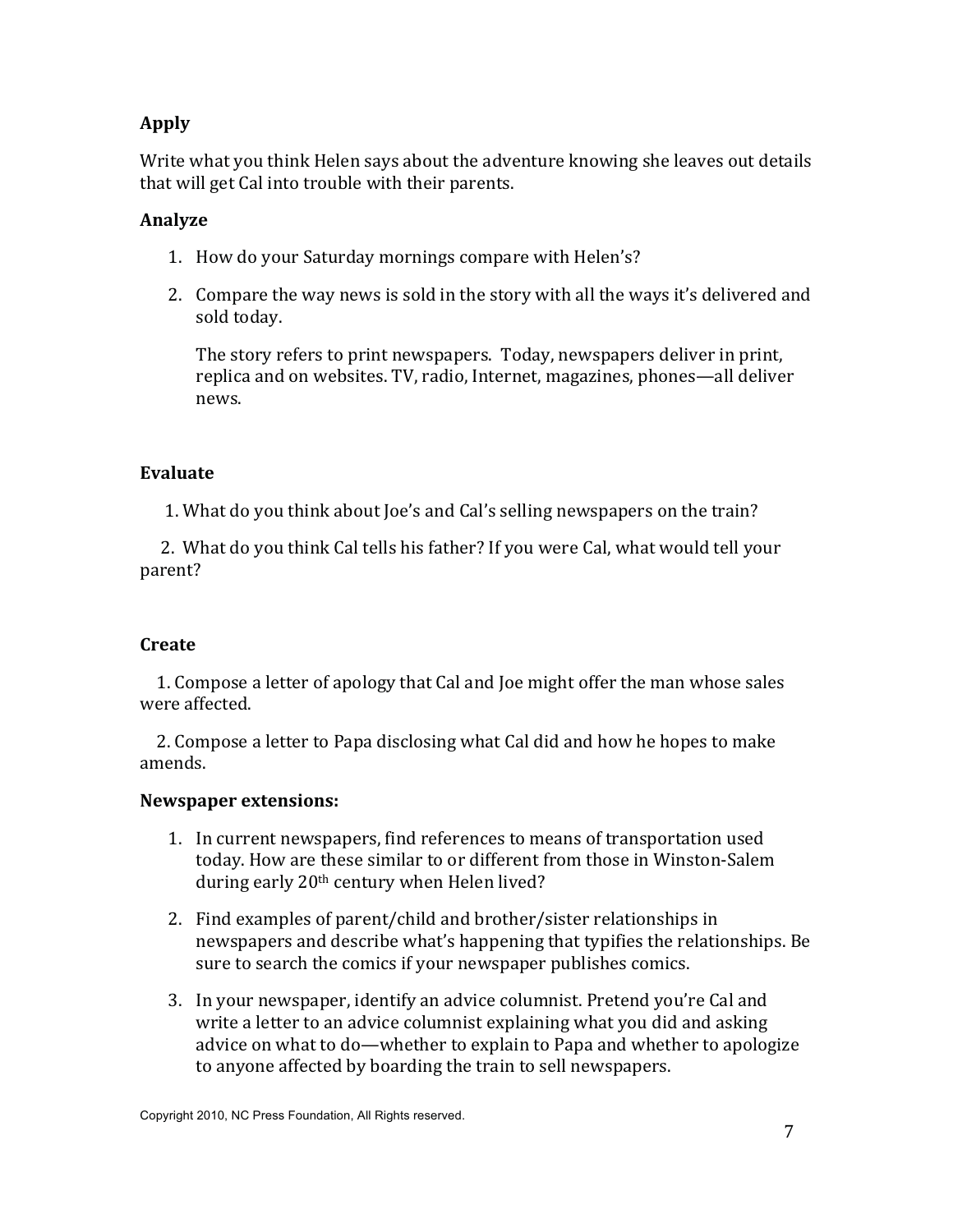### Apply

Write what you think Helen says about the adventure knowing she leaves out details that will get Cal into trouble with their parents.

### Analyze

1. How do your Saturday mornings compare with Helen's?
2. Compare the way news is sold in the story with all the ways it's delivered and sold today.

   The story refers to print newspapers. Today, newspapers deliver in print, replica and on websites. TV, radio, Internet, magazines, phones—all deliver news.

### Evaluate

1. What do you think about Joe's and Cal's selling newspapers on the train?
2. What do you think Cal tells his father? If you were Cal, what would tell your parent?

### Create

1. Compose a letter of apology that Cal and Joe might offer the man whose sales were affected.
2. Compose a letter to Papa disclosing what Cal did and how he hopes to make amends.

**Newspaper extensions:**

1. In current newspapers, find references to means of transportation used today. How are these similar to or different from those in Winston-Salem during early 20th century when Helen lived?
2. Find examples of parent/child and brother/sister relationships in newspapers and describe what's happening that typifies the relationships. Be sure to search the comics if your newspaper publishes comics.
3. In your newspaper, identify an advice columnist. Pretend you're Cal and write a letter to an advice columnist explaining what you did and asking advice on what to do—whether to explain to Papa and whether to apologize to anyone affected by boarding the train to sell newspapers.

Copyright 2010, NC Press Foundation, All Rights reserved.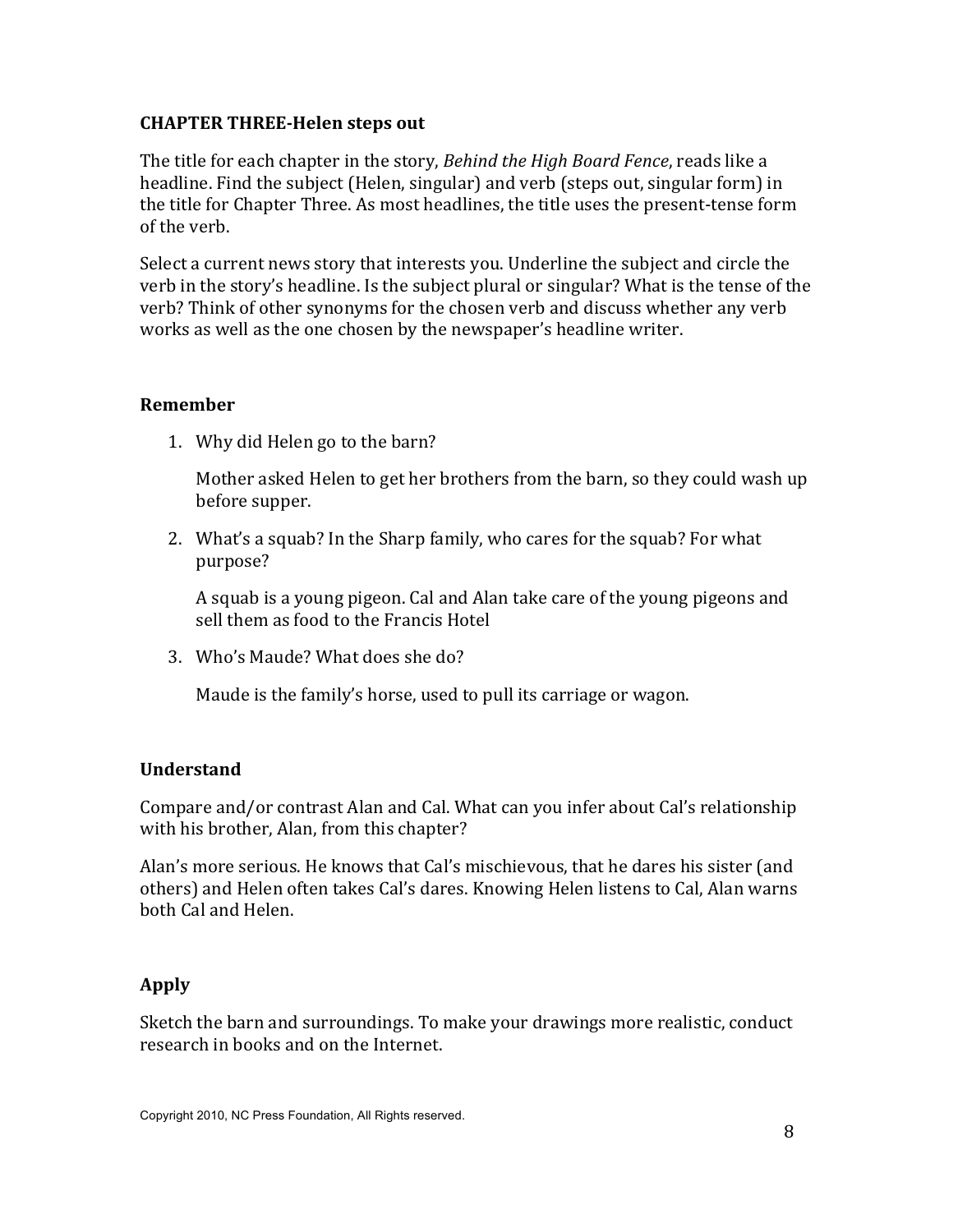**CHAPTER THREE-Helen steps out**

The title for each chapter in the story, *Behind the High Board Fence*, reads like a headline. Find the subject (Helen, singular) and verb (steps out, singular form) in the title for Chapter Three. As most headlines, the title uses the present-tense form of the verb.

Select a current news story that interests you. Underline the subject and circle the verb in the story's headline. Is the subject plural or singular? What is the tense of the verb? Think of other synonyms for the chosen verb and discuss whether any verb works as well as the one chosen by the newspaper's headline writer.

**Remember**

1. Why did Helen go to the barn?

   Mother asked Helen to get her brothers from the barn, so they could wash up before supper.

2. What's a squab? In the Sharp family, who cares for the squab? For what purpose?

   A squab is a young pigeon. Cal and Alan take care of the young pigeons and sell them as food to the Francis Hotel

3. Who's Maude? What does she do?

   Maude is the family's horse, used to pull its carriage or wagon.

**Understand**

Compare and/or contrast Alan and Cal. What can you infer about Cal's relationship with his brother, Alan, from this chapter?

Alan's more serious. He knows that Cal's mischievous, that he dares his sister (and others) and Helen often takes Cal's dares. Knowing Helen listens to Cal, Alan warns both Cal and Helen.

**Apply**

Sketch the barn and surroundings. To make your drawings more realistic, conduct research in books and on the Internet.

Copyright 2010, NC Press Foundation, All Rights reserved.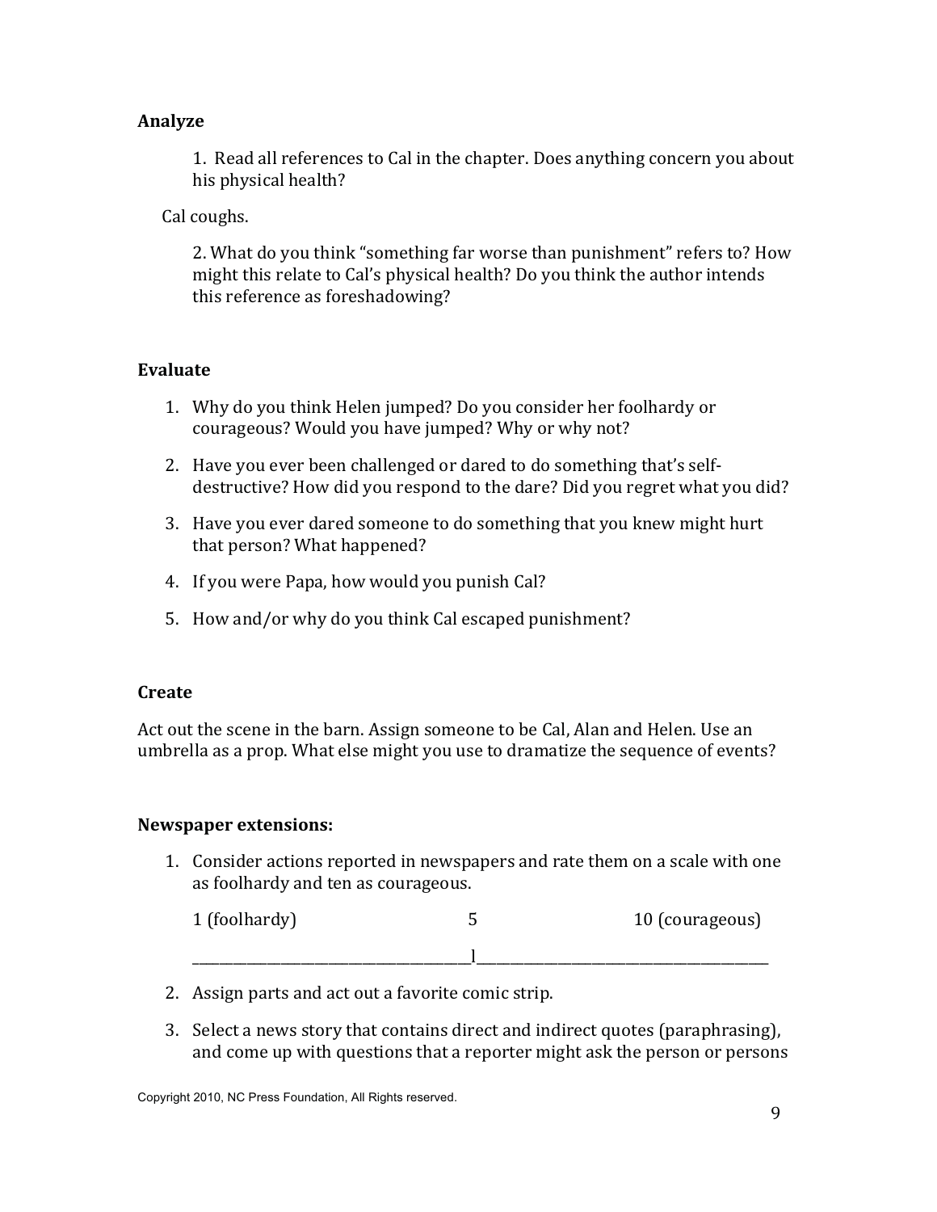**Analyze**

1. Read all references to Cal in the chapter. Does anything concern you about his physical health?

Cal coughs.

2. What do you think "something far worse than punishment" refers to? How might this relate to Cal's physical health? Do you think the author intends this reference as foreshadowing?

**Evaluate**

1. Why do you think Helen jumped? Do you consider her foolhardy or courageous? Would you have jumped? Why or why not?
2. Have you ever been challenged or dared to do something that's self-destructive? How did you respond to the dare? Did you regret what you did?
3. Have you ever dared someone to do something that you knew might hurt that person? What happened?
4. If you were Papa, how would you punish Cal?
5. How and/or why do you think Cal escaped punishment?

**Create**

Act out the scene in the barn. Assign someone to be Cal, Alan and Helen. Use an umbrella as a prop. What else might you use to dramatize the sequence of events?

**Newspaper extensions:**

1. Consider actions reported in newspapers and rate them on a scale with one as foolhardy and ten as courageous.

   1 (foolhardy) 5 10 (courageous)

   ______________________________________l__________________________________________

2. Assign parts and act out a favorite comic strip.
3. Select a news story that contains direct and indirect quotes (paraphrasing), and come up with questions that a reporter might ask the person or persons

Copyright 2010, NC Press Foundation, All Rights reserved.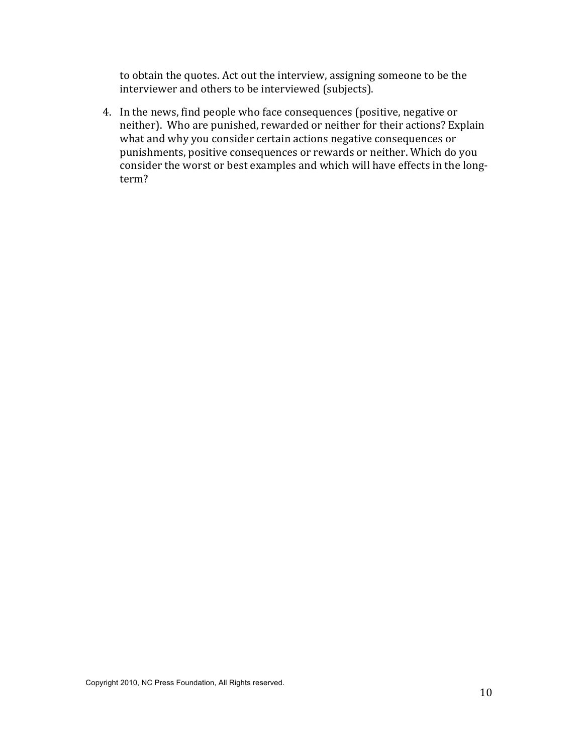to obtain the quotes. Act out the interview, assigning someone to be the interviewer and others to be interviewed (subjects).

4. In the news, find people who face consequences (positive, negative or neither). Who are punished, rewarded or neither for their actions? Explain what and why you consider certain actions negative consequences or punishments, positive consequences or rewards or neither. Which do you consider the worst or best examples and which will have effects in the long-term?

Copyright 2010, NC Press Foundation, All Rights reserved.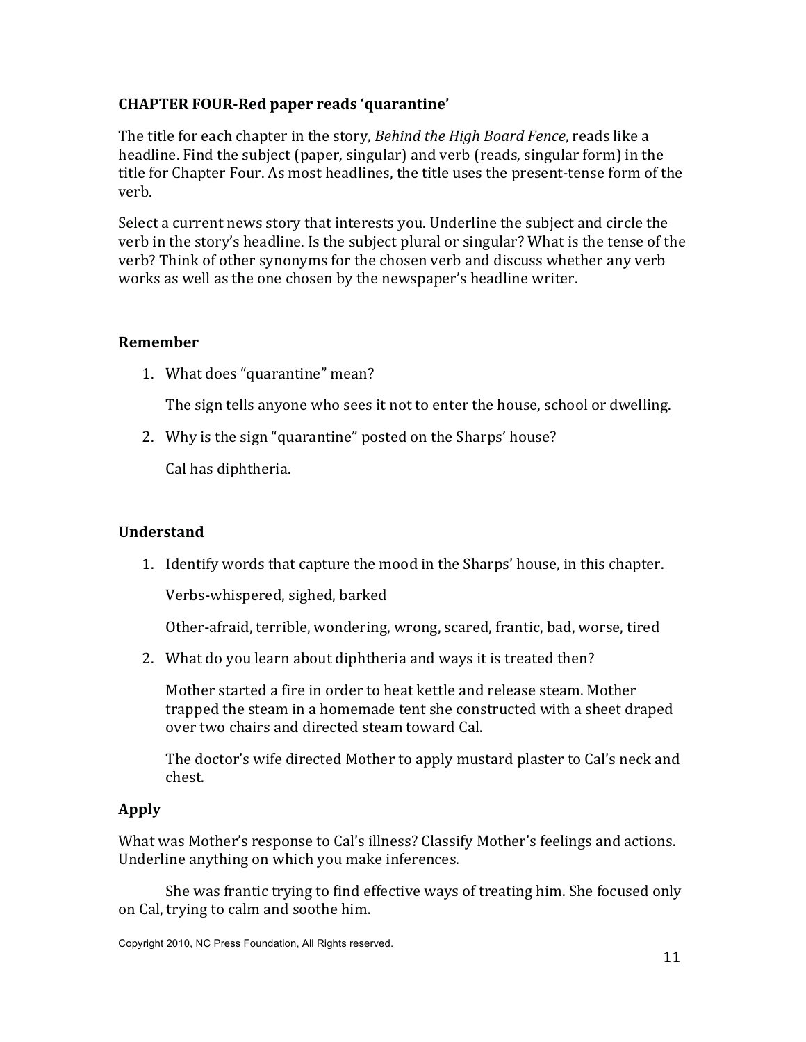### CHAPTER FOUR-Red paper reads 'quarantine'

The title for each chapter in the story, *Behind the High Board Fence*, reads like a headline. Find the subject (paper, singular) and verb (reads, singular form) in the title for Chapter Four. As most headlines, the title uses the present-tense form of the verb.

Select a current news story that interests you. Underline the subject and circle the verb in the story's headline. Is the subject plural or singular? What is the tense of the verb? Think of other synonyms for the chosen verb and discuss whether any verb works as well as the one chosen by the newspaper's headline writer.

### Remember

1. What does "quarantine" mean?

   The sign tells anyone who sees it not to enter the house, school or dwelling.

2. Why is the sign "quarantine" posted on the Sharps' house?

   Cal has diphtheria.

### Understand

1. Identify words that capture the mood in the Sharps' house, in this chapter.

   Verbs-whispered, sighed, barked

   Other-afraid, terrible, wondering, wrong, scared, frantic, bad, worse, tired

2. What do you learn about diphtheria and ways it is treated then?

   Mother started a fire in order to heat kettle and release steam. Mother trapped the steam in a homemade tent she constructed with a sheet draped over two chairs and directed steam toward Cal.

   The doctor's wife directed Mother to apply mustard plaster to Cal's neck and chest.

### Apply

What was Mother's response to Cal's illness? Classify Mother's feelings and actions. Underline anything on which you make inferences.

She was frantic trying to find effective ways of treating him. She focused only on Cal, trying to calm and soothe him.

Copyright 2010, NC Press Foundation, All Rights reserved.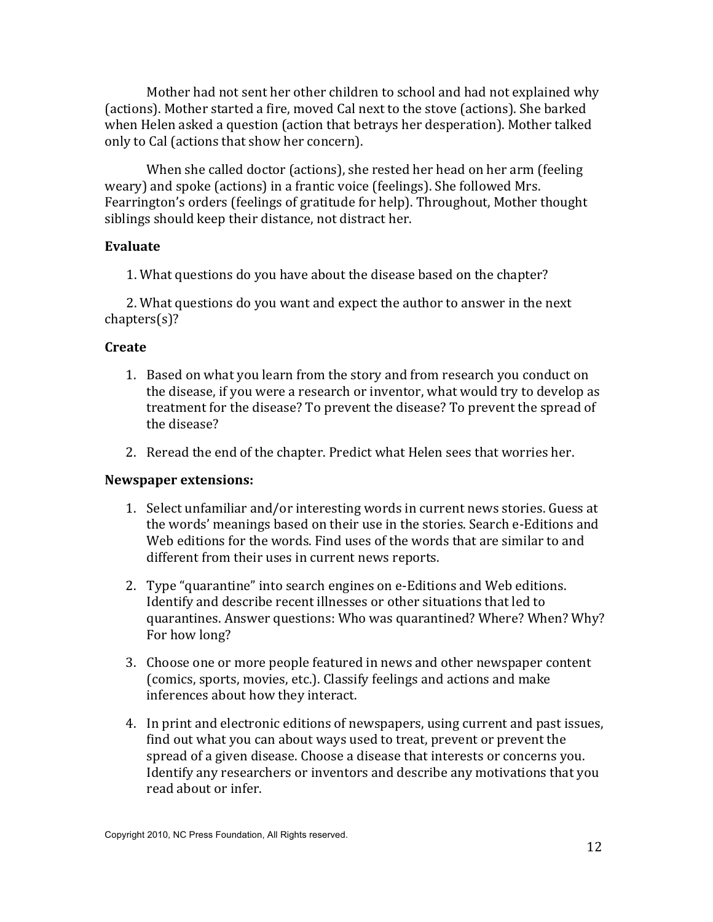Mother had not sent her other children to school and had not explained why (actions). Mother started a fire, moved Cal next to the stove (actions). She barked when Helen asked a question (action that betrays her desperation). Mother talked only to Cal (actions that show her concern).

When she called doctor (actions), she rested her head on her arm (feeling weary) and spoke (actions) in a frantic voice (feelings). She followed Mrs. Fearrington's orders (feelings of gratitude for help). Throughout, Mother thought siblings should keep their distance, not distract her.

**Evaluate**

1. What questions do you have about the disease based on the chapter?

2. What questions do you want and expect the author to answer in the next chapters(s)?

**Create**

1. Based on what you learn from the story and from research you conduct on the disease, if you were a research or inventor, what would try to develop as treatment for the disease? To prevent the disease? To prevent the spread of the disease?
2. Reread the end of the chapter. Predict what Helen sees that worries her.

**Newspaper extensions:**

1. Select unfamiliar and/or interesting words in current news stories. Guess at the words' meanings based on their use in the stories. Search e-Editions and Web editions for the words. Find uses of the words that are similar to and different from their uses in current news reports.
2. Type "quarantine" into search engines on e-Editions and Web editions. Identify and describe recent illnesses or other situations that led to quarantines. Answer questions: Who was quarantined? Where? When? Why? For how long?
3. Choose one or more people featured in news and other newspaper content (comics, sports, movies, etc.). Classify feelings and actions and make inferences about how they interact.
4. In print and electronic editions of newspapers, using current and past issues, find out what you can about ways used to treat, prevent or prevent the spread of a given disease. Choose a disease that interests or concerns you. Identify any researchers or inventors and describe any motivations that you read about or infer.

Copyright 2010, NC Press Foundation, All Rights reserved.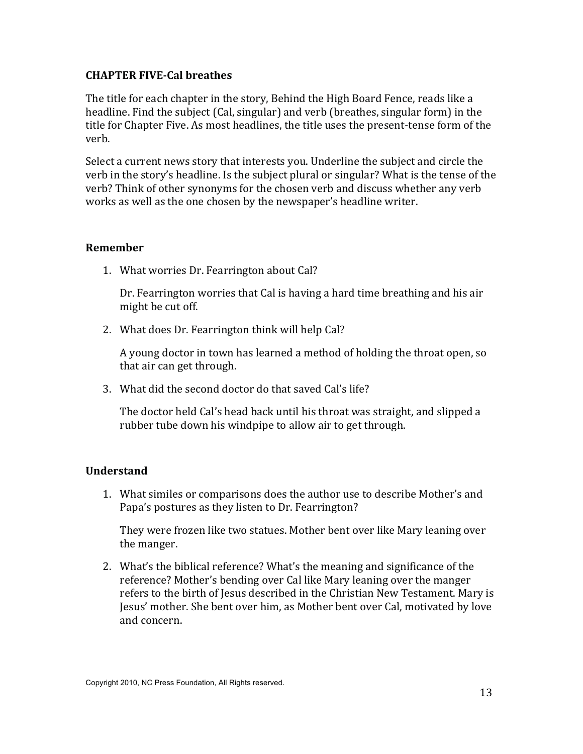**CHAPTER FIVE-Cal breathes**

The title for each chapter in the story, Behind the High Board Fence, reads like a headline. Find the subject (Cal, singular) and verb (breathes, singular form) in the title for Chapter Five. As most headlines, the title uses the present-tense form of the verb.

Select a current news story that interests you. Underline the subject and circle the verb in the story's headline. Is the subject plural or singular? What is the tense of the verb? Think of other synonyms for the chosen verb and discuss whether any verb works as well as the one chosen by the newspaper's headline writer.

## Remember

1. What worries Dr. Fearrington about Cal?

   Dr. Fearrington worries that Cal is having a hard time breathing and his air might be cut off.

2. What does Dr. Fearrington think will help Cal?

   A young doctor in town has learned a method of holding the throat open, so that air can get through.

3. What did the second doctor do that saved Cal's life?

   The doctor held Cal's head back until his throat was straight, and slipped a rubber tube down his windpipe to allow air to get through.

## Understand

1. What similes or comparisons does the author use to describe Mother's and Papa's postures as they listen to Dr. Fearrington?

   They were frozen like two statues. Mother bent over like Mary leaning over the manger.

2. What's the biblical reference? What's the meaning and significance of the reference? Mother's bending over Cal like Mary leaning over the manger refers to the birth of Jesus described in the Christian New Testament. Mary is Jesus' mother. She bent over him, as Mother bent over Cal, motivated by love and concern.

Copyright 2010, NC Press Foundation, All Rights reserved.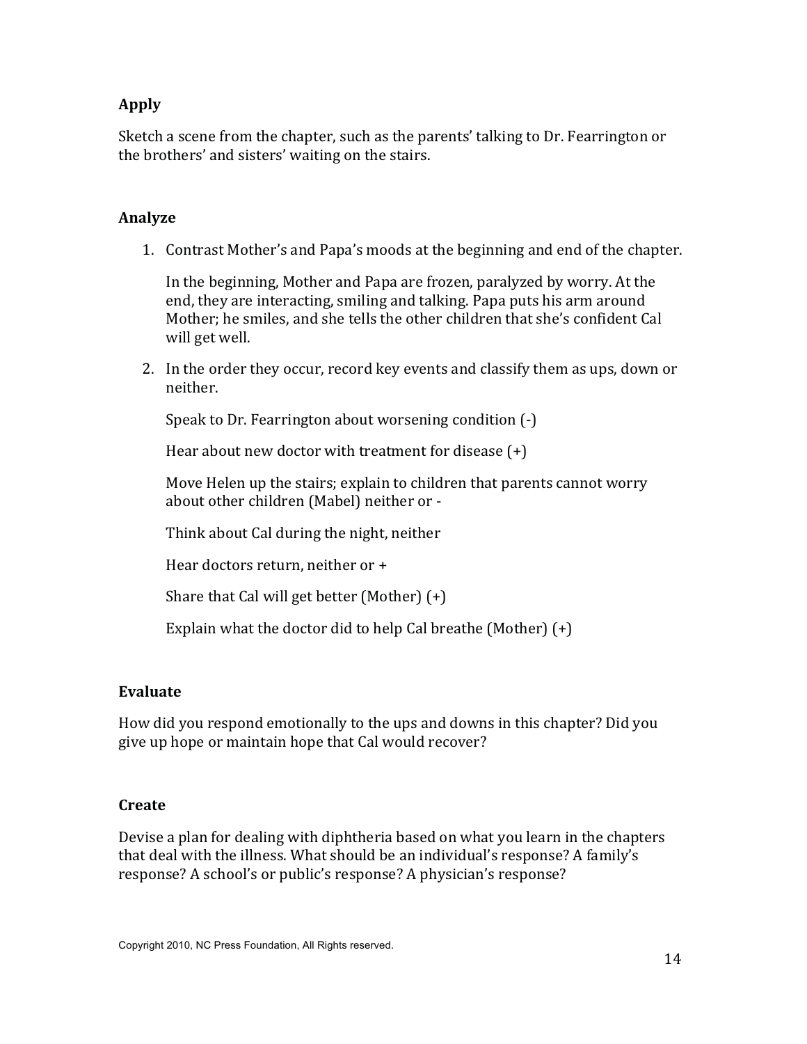### Apply

Sketch a scene from the chapter, such as the parents' talking to Dr. Fearrington or the brothers' and sisters' waiting on the stairs.

### Analyze

1. Contrast Mother's and Papa's moods at the beginning and end of the chapter.

   In the beginning, Mother and Papa are frozen, paralyzed by worry. At the end, they are interacting, smiling and talking. Papa puts his arm around Mother; he smiles, and she tells the other children that she's confident Cal will get well.

2. In the order they occur, record key events and classify them as ups, down or neither.

   Speak to Dr. Fearrington about worsening condition (-)

   Hear about new doctor with treatment for disease (+)

   Move Helen up the stairs; explain to children that parents cannot worry about other children (Mabel) neither or -

   Think about Cal during the night, neither

   Hear doctors return, neither or +

   Share that Cal will get better (Mother) (+)

   Explain what the doctor did to help Cal breathe (Mother) (+)

### Evaluate

How did you respond emotionally to the ups and downs in this chapter? Did you give up hope or maintain hope that Cal would recover?

### Create

Devise a plan for dealing with diphtheria based on what you learn in the chapters that deal with the illness. What should be an individual's response? A family's response? A school's or public's response? A physician's response?

Copyright 2010, NC Press Foundation, All Rights reserved.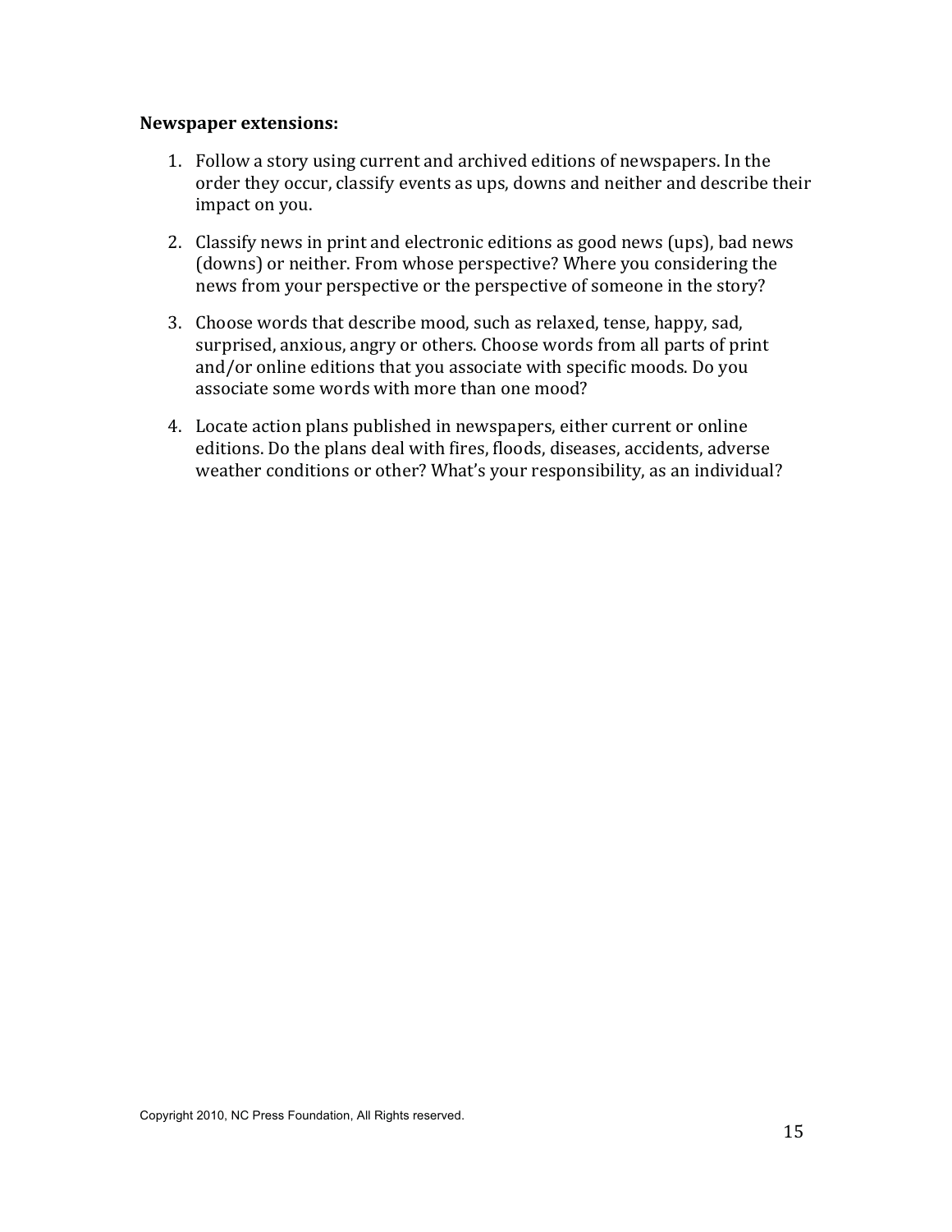**Newspaper extensions:**

1. Follow a story using current and archived editions of newspapers. In the order they occur, classify events as ups, downs and neither and describe their impact on you.

2. Classify news in print and electronic editions as good news (ups), bad news (downs) or neither. From whose perspective? Where you considering the news from your perspective or the perspective of someone in the story?

3. Choose words that describe mood, such as relaxed, tense, happy, sad, surprised, anxious, angry or others. Choose words from all parts of print and/or online editions that you associate with specific moods. Do you associate some words with more than one mood?

4. Locate action plans published in newspapers, either current or online editions. Do the plans deal with fires, floods, diseases, accidents, adverse weather conditions or other? What's your responsibility, as an individual?

Copyright 2010, NC Press Foundation, All Rights reserved.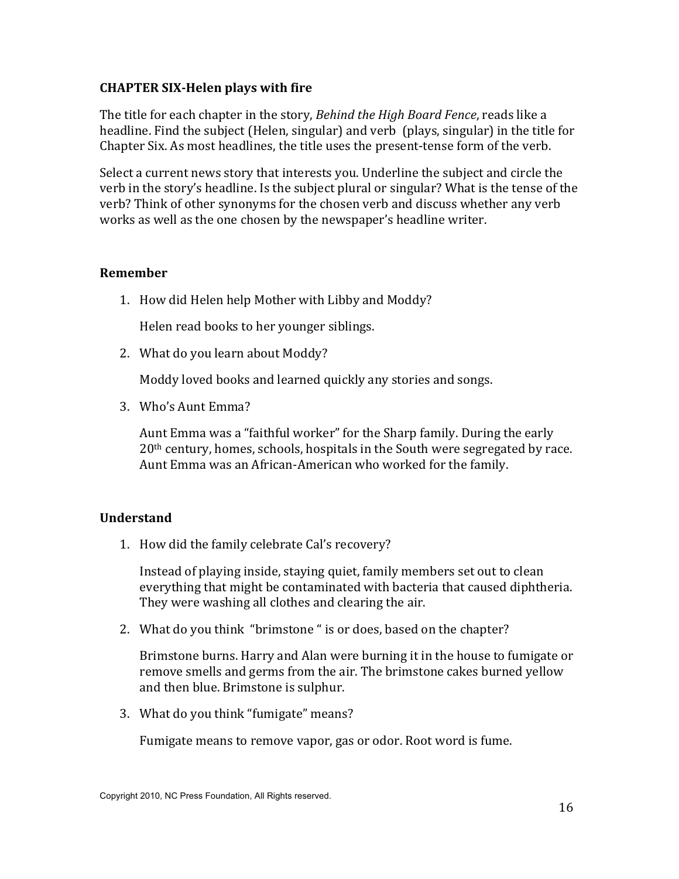**CHAPTER SIX-Helen plays with fire**

The title for each chapter in the story, *Behind the High Board Fence*, reads like a headline. Find the subject (Helen, singular) and verb (plays, singular) in the title for Chapter Six. As most headlines, the title uses the present-tense form of the verb.

Select a current news story that interests you. Underline the subject and circle the verb in the story's headline. Is the subject plural or singular? What is the tense of the verb? Think of other synonyms for the chosen verb and discuss whether any verb works as well as the one chosen by the newspaper's headline writer.

**Remember**

1. How did Helen help Mother with Libby and Moddy?

   Helen read books to her younger siblings.

2. What do you learn about Moddy?

   Moddy loved books and learned quickly any stories and songs.

3. Who's Aunt Emma?

   Aunt Emma was a "faithful worker" for the Sharp family. During the early 20th century, homes, schools, hospitals in the South were segregated by race. Aunt Emma was an African-American who worked for the family.

**Understand**

1. How did the family celebrate Cal's recovery?

   Instead of playing inside, staying quiet, family members set out to clean everything that might be contaminated with bacteria that caused diphtheria. They were washing all clothes and clearing the air.

2. What do you think "brimstone " is or does, based on the chapter?

   Brimstone burns. Harry and Alan were burning it in the house to fumigate or remove smells and germs from the air. The brimstone cakes burned yellow and then blue. Brimstone is sulphur.

3. What do you think "fumigate" means?

   Fumigate means to remove vapor, gas or odor. Root word is fume.

Copyright 2010, NC Press Foundation, All Rights reserved.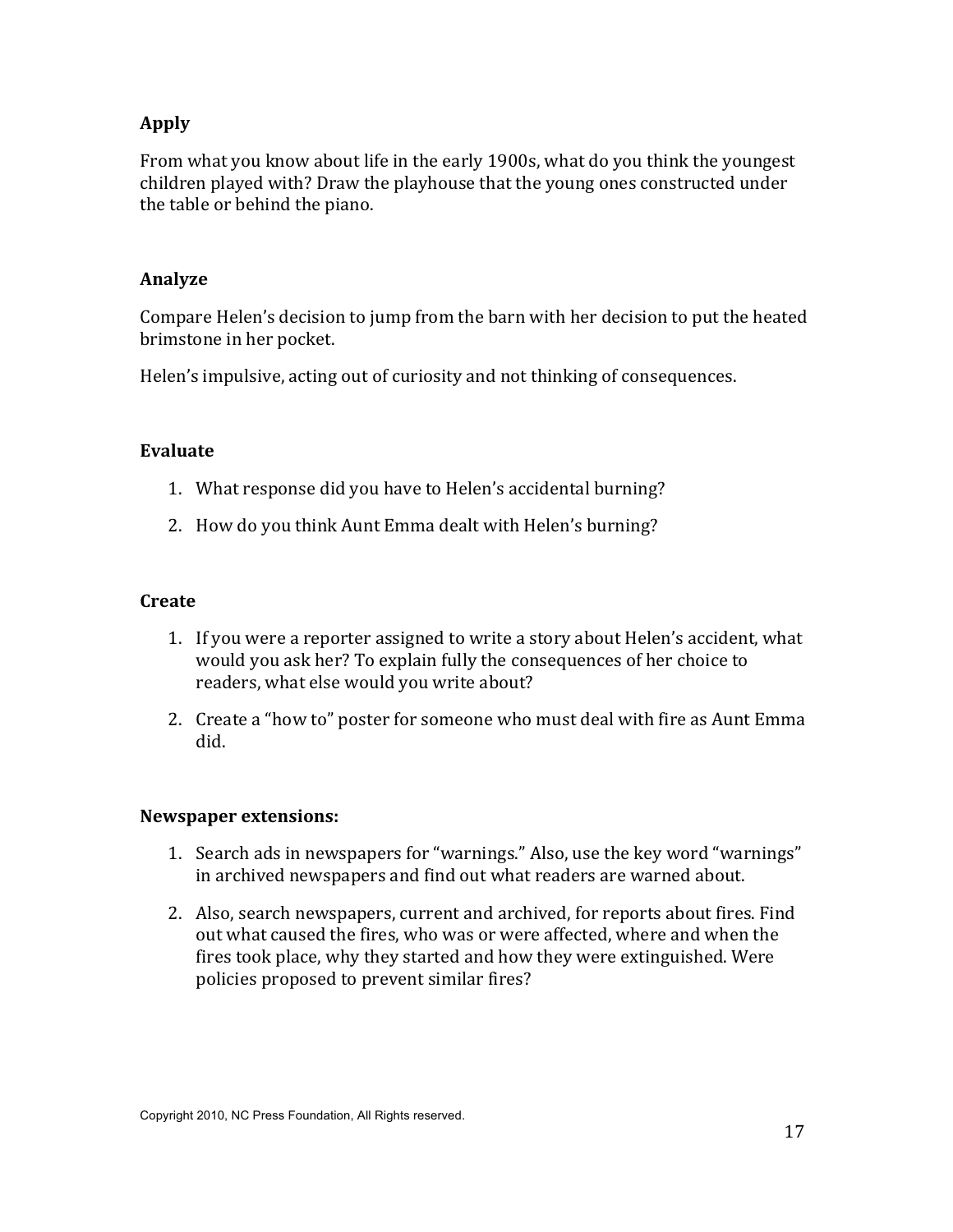### Apply

From what you know about life in the early 1900s, what do you think the youngest children played with? Draw the playhouse that the young ones constructed under the table or behind the piano.

### Analyze

Compare Helen's decision to jump from the barn with her decision to put the heated brimstone in her pocket.

Helen's impulsive, acting out of curiosity and not thinking of consequences.

### Evaluate

1. What response did you have to Helen's accidental burning?
2. How do you think Aunt Emma dealt with Helen's burning?

### Create

1. If you were a reporter assigned to write a story about Helen's accident, what would you ask her? To explain fully the consequences of her choice to readers, what else would you write about?
2. Create a "how to" poster for someone who must deal with fire as Aunt Emma did.

### Newspaper extensions:

1. Search ads in newspapers for "warnings." Also, use the key word "warnings" in archived newspapers and find out what readers are warned about.
2. Also, search newspapers, current and archived, for reports about fires. Find out what caused the fires, who was or were affected, where and when the fires took place, why they started and how they were extinguished. Were policies proposed to prevent similar fires?

Copyright 2010, NC Press Foundation, All Rights reserved.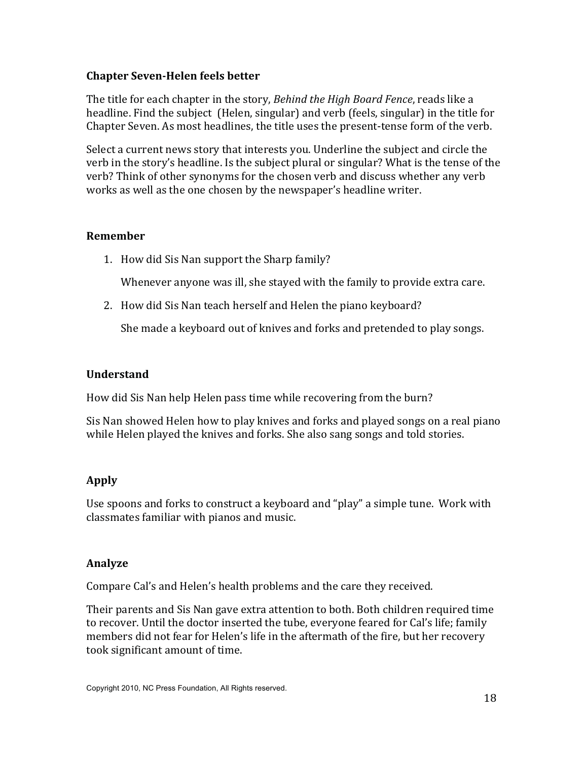### Chapter Seven-Helen feels better

The title for each chapter in the story, *Behind the High Board Fence*, reads like a headline. Find the subject (Helen, singular) and verb (feels, singular) in the title for Chapter Seven. As most headlines, the title uses the present-tense form of the verb.

Select a current news story that interests you. Underline the subject and circle the verb in the story's headline. Is the subject plural or singular? What is the tense of the verb? Think of other synonyms for the chosen verb and discuss whether any verb works as well as the one chosen by the newspaper's headline writer.

### Remember

1. How did Sis Nan support the Sharp family?

   Whenever anyone was ill, she stayed with the family to provide extra care.

2. How did Sis Nan teach herself and Helen the piano keyboard?

   She made a keyboard out of knives and forks and pretended to play songs.

### Understand

How did Sis Nan help Helen pass time while recovering from the burn?

Sis Nan showed Helen how to play knives and forks and played songs on a real piano while Helen played the knives and forks. She also sang songs and told stories.

### Apply

Use spoons and forks to construct a keyboard and "play" a simple tune. Work with classmates familiar with pianos and music.

### Analyze

Compare Cal's and Helen's health problems and the care they received.

Their parents and Sis Nan gave extra attention to both. Both children required time to recover. Until the doctor inserted the tube, everyone feared for Cal's life; family members did not fear for Helen's life in the aftermath of the fire, but her recovery took significant amount of time.

Copyright 2010, NC Press Foundation, All Rights reserved.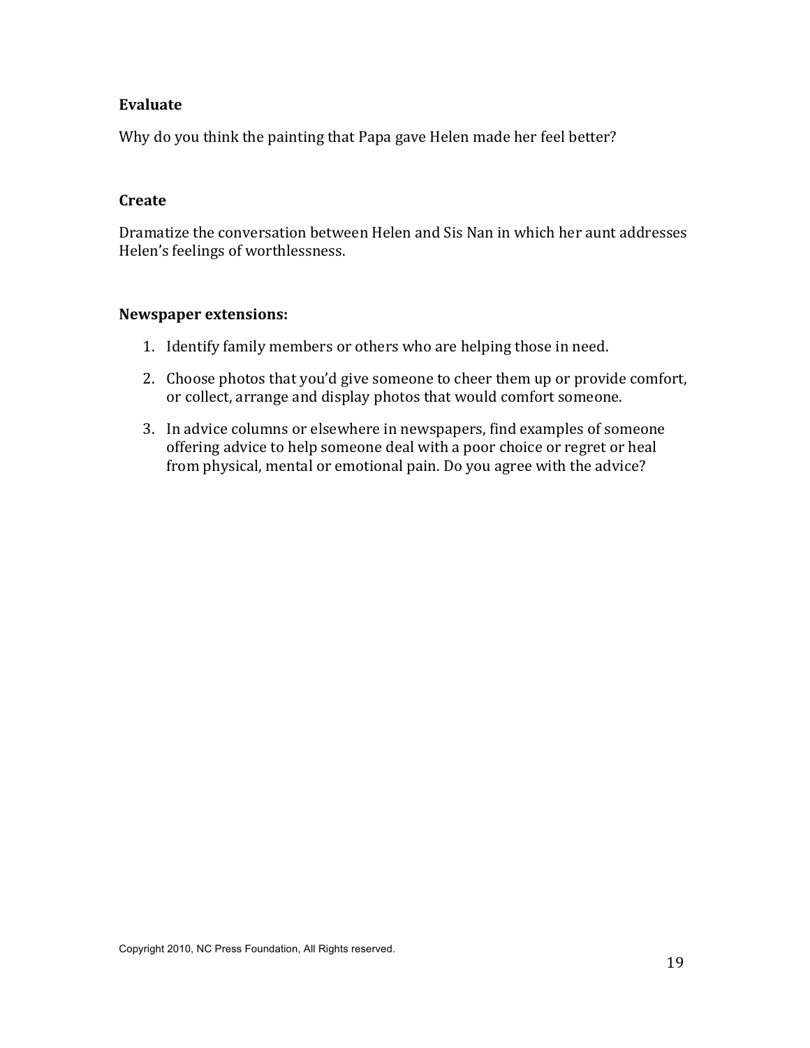**Evaluate**

Why do you think the painting that Papa gave Helen made her feel better?

**Create**

Dramatize the conversation between Helen and Sis Nan in which her aunt addresses Helen's feelings of worthlessness.

**Newspaper extensions:**

1. Identify family members or others who are helping those in need.
2. Choose photos that you'd give someone to cheer them up or provide comfort, or collect, arrange and display photos that would comfort someone.
3. In advice columns or elsewhere in newspapers, find examples of someone offering advice to help someone deal with a poor choice or regret or heal from physical, mental or emotional pain. Do you agree with the advice?

Copyright 2010, NC Press Foundation, All Rights reserved.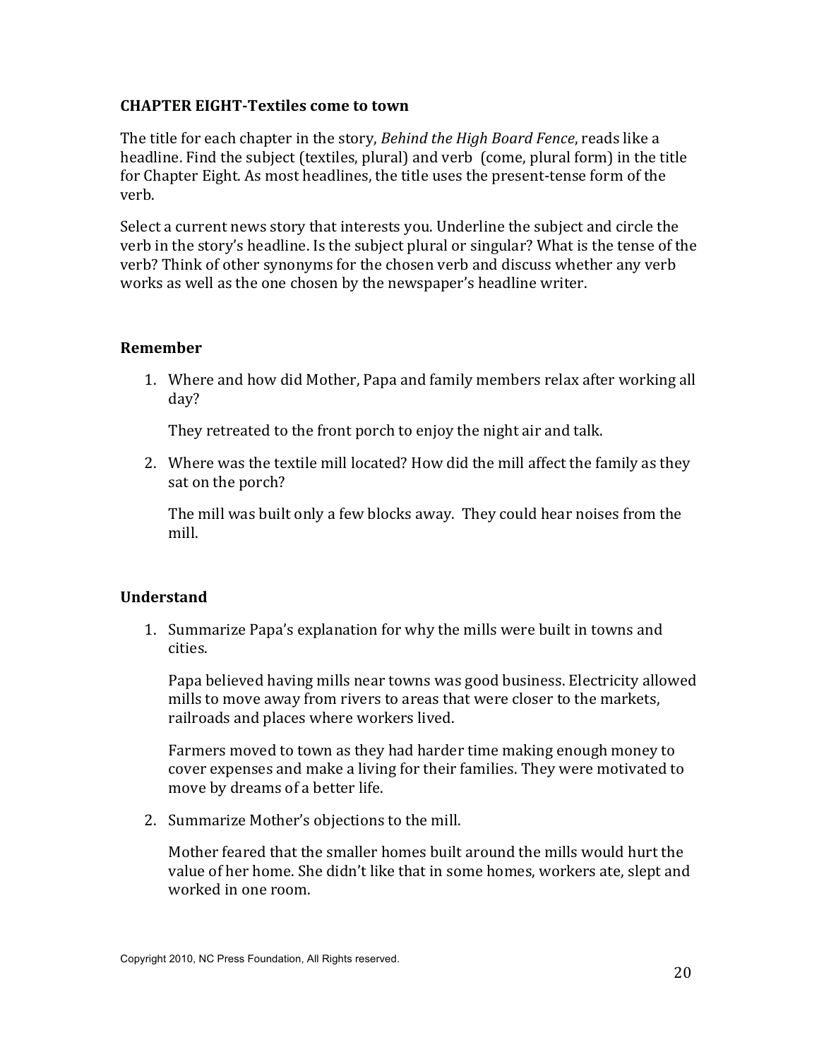**CHAPTER EIGHT-Textiles come to town**

The title for each chapter in the story, *Behind the High Board Fence*, reads like a headline. Find the subject (textiles, plural) and verb (come, plural form) in the title for Chapter Eight. As most headlines, the title uses the present-tense form of the verb.

Select a current news story that interests you. Underline the subject and circle the verb in the story's headline. Is the subject plural or singular? What is the tense of the verb? Think of other synonyms for the chosen verb and discuss whether any verb works as well as the one chosen by the newspaper's headline writer.

**Remember**

1. Where and how did Mother, Papa and family members relax after working all day?

   They retreated to the front porch to enjoy the night air and talk.

2. Where was the textile mill located? How did the mill affect the family as they sat on the porch?

   The mill was built only a few blocks away. They could hear noises from the mill.

**Understand**

1. Summarize Papa's explanation for why the mills were built in towns and cities.

   Papa believed having mills near towns was good business. Electricity allowed mills to move away from rivers to areas that were closer to the markets, railroads and places where workers lived.

   Farmers moved to town as they had harder time making enough money to cover expenses and make a living for their families. They were motivated to move by dreams of a better life.

2. Summarize Mother's objections to the mill.

   Mother feared that the smaller homes built around the mills would hurt the value of her home. She didn't like that in some homes, workers ate, slept and worked in one room.

Copyright 2010, NC Press Foundation, All Rights reserved.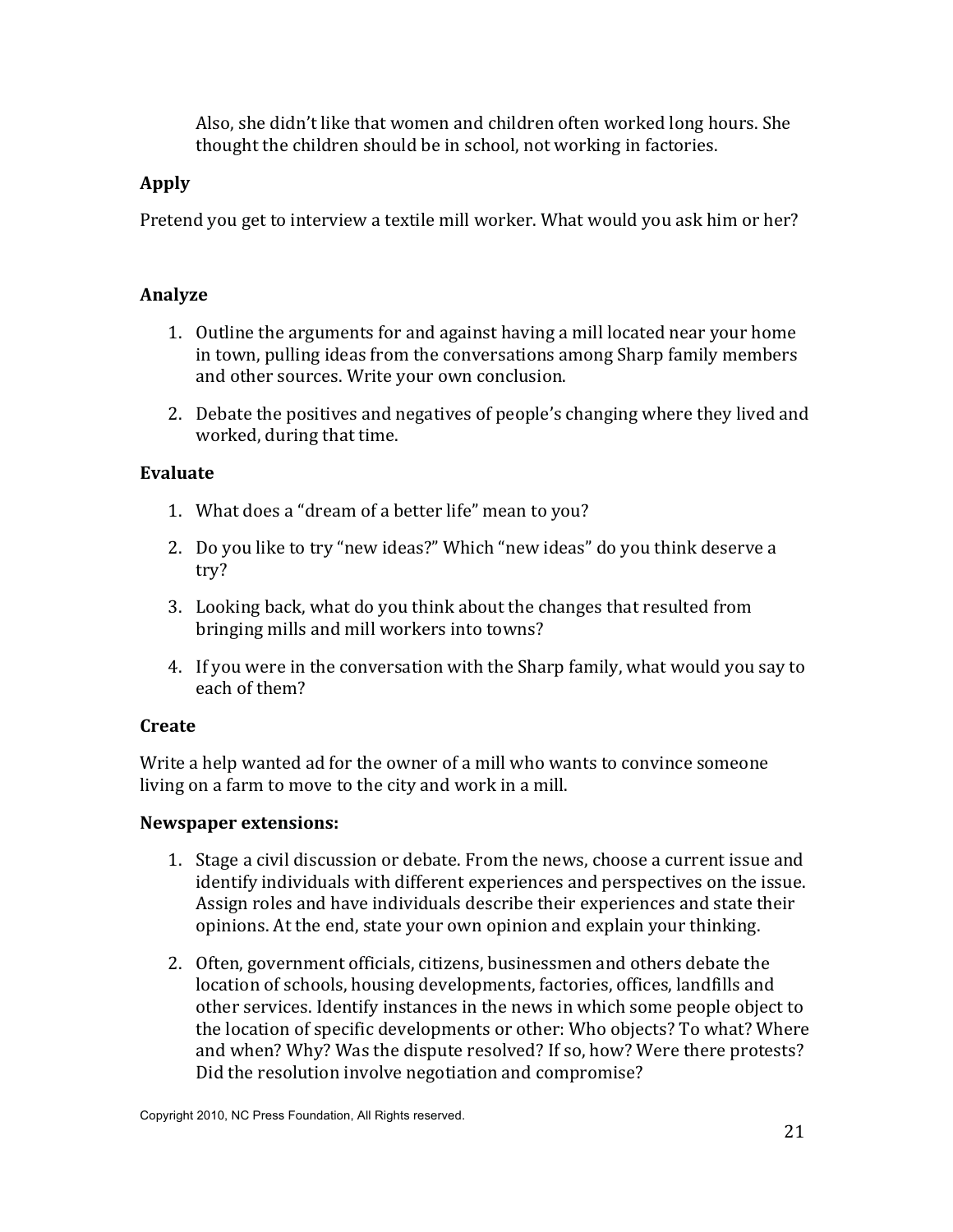Also, she didn't like that women and children often worked long hours. She thought the children should be in school, not working in factories.

### Apply

Pretend you get to interview a textile mill worker. What would you ask him or her?

### Analyze

1. Outline the arguments for and against having a mill located near your home in town, pulling ideas from the conversations among Sharp family members and other sources. Write your own conclusion.
2. Debate the positives and negatives of people's changing where they lived and worked, during that time.

### Evaluate

1. What does a "dream of a better life" mean to you?
2. Do you like to try "new ideas?" Which "new ideas" do you think deserve a try?
3. Looking back, what do you think about the changes that resulted from bringing mills and mill workers into towns?
4. If you were in the conversation with the Sharp family, what would you say to each of them?

### Create

Write a help wanted ad for the owner of a mill who wants to convince someone living on a farm to move to the city and work in a mill.

### Newspaper extensions:

1. Stage a civil discussion or debate. From the news, choose a current issue and identify individuals with different experiences and perspectives on the issue. Assign roles and have individuals describe their experiences and state their opinions. At the end, state your own opinion and explain your thinking.
2. Often, government officials, citizens, businessmen and others debate the location of schools, housing developments, factories, offices, landfills and other services. Identify instances in the news in which some people object to the location of specific developments or other: Who objects? To what? Where and when? Why? Was the dispute resolved? If so, how? Were there protests? Did the resolution involve negotiation and compromise?

Copyright 2010, NC Press Foundation, All Rights reserved.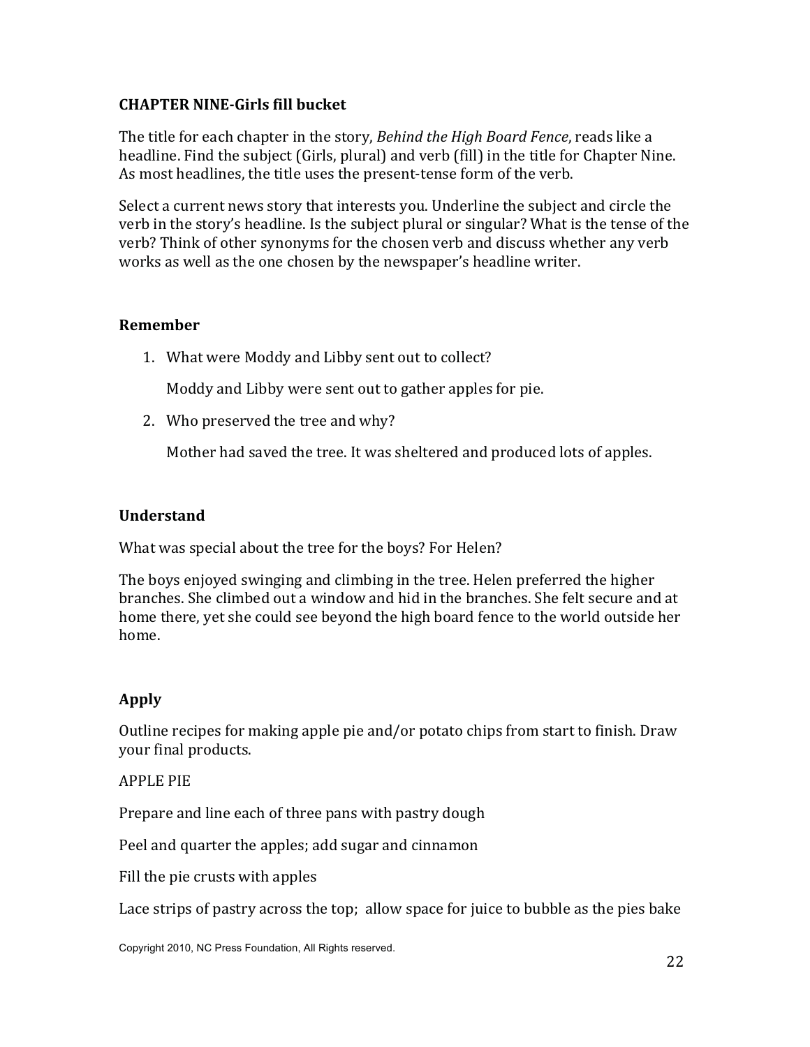### CHAPTER NINE-Girls fill bucket

The title for each chapter in the story, *Behind the High Board Fence*, reads like a headline. Find the subject (Girls, plural) and verb (fill) in the title for Chapter Nine. As most headlines, the title uses the present-tense form of the verb.

Select a current news story that interests you. Underline the subject and circle the verb in the story's headline. Is the subject plural or singular? What is the tense of the verb? Think of other synonyms for the chosen verb and discuss whether any verb works as well as the one chosen by the newspaper's headline writer.

### Remember

1. What were Moddy and Libby sent out to collect?

   Moddy and Libby were sent out to gather apples for pie.

2. Who preserved the tree and why?

   Mother had saved the tree. It was sheltered and produced lots of apples.

### Understand

What was special about the tree for the boys? For Helen?

The boys enjoyed swinging and climbing in the tree. Helen preferred the higher branches. She climbed out a window and hid in the branches. She felt secure and at home there, yet she could see beyond the high board fence to the world outside her home.

### Apply

Outline recipes for making apple pie and/or potato chips from start to finish. Draw your final products.

APPLE PIE

Prepare and line each of three pans with pastry dough

Peel and quarter the apples; add sugar and cinnamon

Fill the pie crusts with apples

Lace strips of pastry across the top; allow space for juice to bubble as the pies bake

Copyright 2010, NC Press Foundation, All Rights reserved.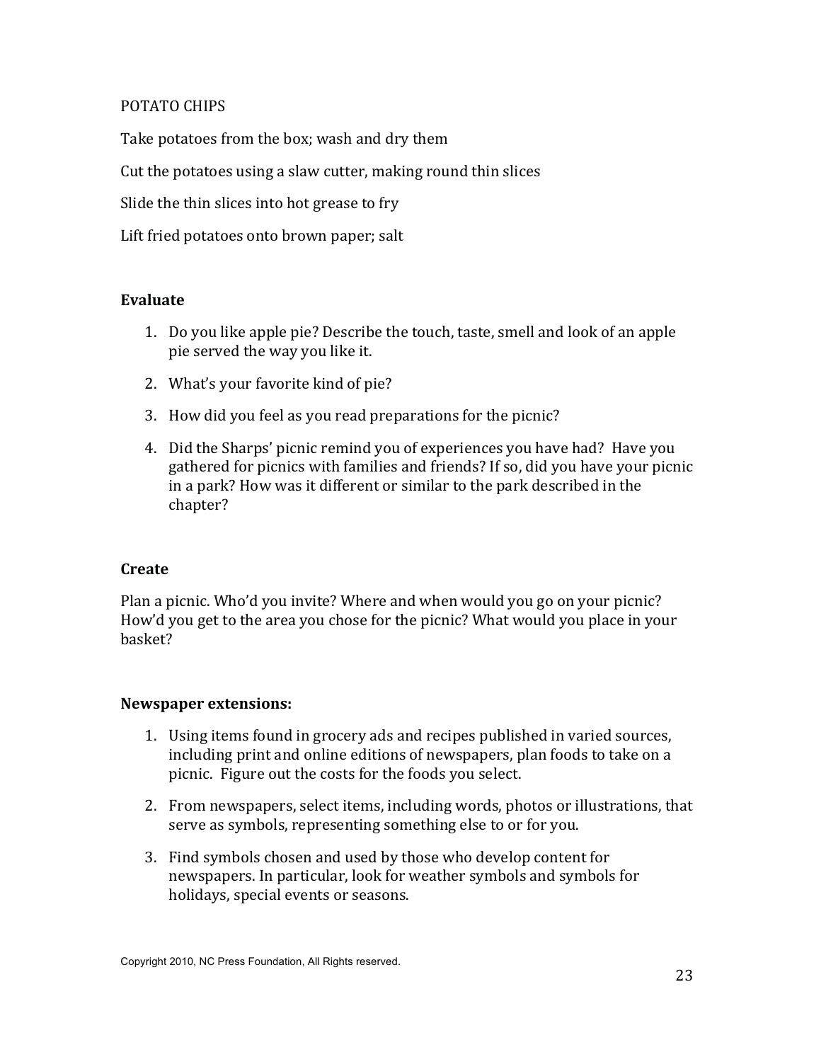POTATO CHIPS

Take potatoes from the box; wash and dry them

Cut the potatoes using a slaw cutter, making round thin slices

Slide the thin slices into hot grease to fry

Lift fried potatoes onto brown paper; salt

**Evaluate**

1. Do you like apple pie? Describe the touch, taste, smell and look of an apple pie served the way you like it.
2. What's your favorite kind of pie?
3. How did you feel as you read preparations for the picnic?
4. Did the Sharps' picnic remind you of experiences you have had? Have you gathered for picnics with families and friends? If so, did you have your picnic in a park? How was it different or similar to the park described in the chapter?

**Create**

Plan a picnic. Who'd you invite? Where and when would you go on your picnic? How'd you get to the area you chose for the picnic? What would you place in your basket?

**Newspaper extensions:**

1. Using items found in grocery ads and recipes published in varied sources, including print and online editions of newspapers, plan foods to take on a picnic. Figure out the costs for the foods you select.
2. From newspapers, select items, including words, photos or illustrations, that serve as symbols, representing something else to or for you.
3. Find symbols chosen and used by those who develop content for newspapers. In particular, look for weather symbols and symbols for holidays, special events or seasons.

Copyright 2010, NC Press Foundation, All Rights reserved.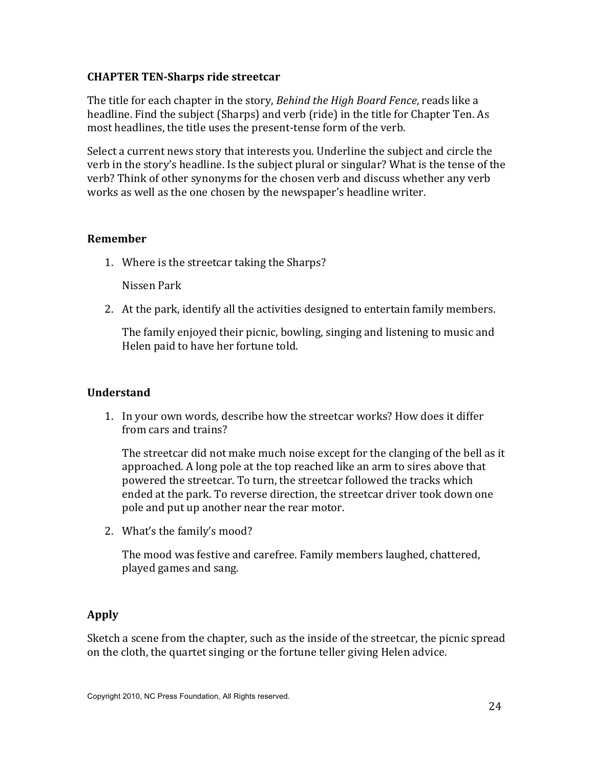**CHAPTER TEN-Sharps ride streetcar**

The title for each chapter in the story, *Behind the High Board Fence*, reads like a headline. Find the subject (Sharps) and verb (ride) in the title for Chapter Ten. As most headlines, the title uses the present-tense form of the verb.

Select a current news story that interests you. Underline the subject and circle the verb in the story's headline. Is the subject plural or singular? What is the tense of the verb? Think of other synonyms for the chosen verb and discuss whether any verb works as well as the one chosen by the newspaper's headline writer.

### Remember

1. Where is the streetcar taking the Sharps?

   Nissen Park

2. At the park, identify all the activities designed to entertain family members.

   The family enjoyed their picnic, bowling, singing and listening to music and Helen paid to have her fortune told.

### Understand

1. In your own words, describe how the streetcar works? How does it differ from cars and trains?

   The streetcar did not make much noise except for the clanging of the bell as it approached. A long pole at the top reached like an arm to sires above that powered the streetcar. To turn, the streetcar followed the tracks which ended at the park. To reverse direction, the streetcar driver took down one pole and put up another near the rear motor.

2. What's the family's mood?

   The mood was festive and carefree. Family members laughed, chattered, played games and sang.

### Apply

Sketch a scene from the chapter, such as the inside of the streetcar, the picnic spread on the cloth, the quartet singing or the fortune teller giving Helen advice.

Copyright 2010, NC Press Foundation, All Rights reserved.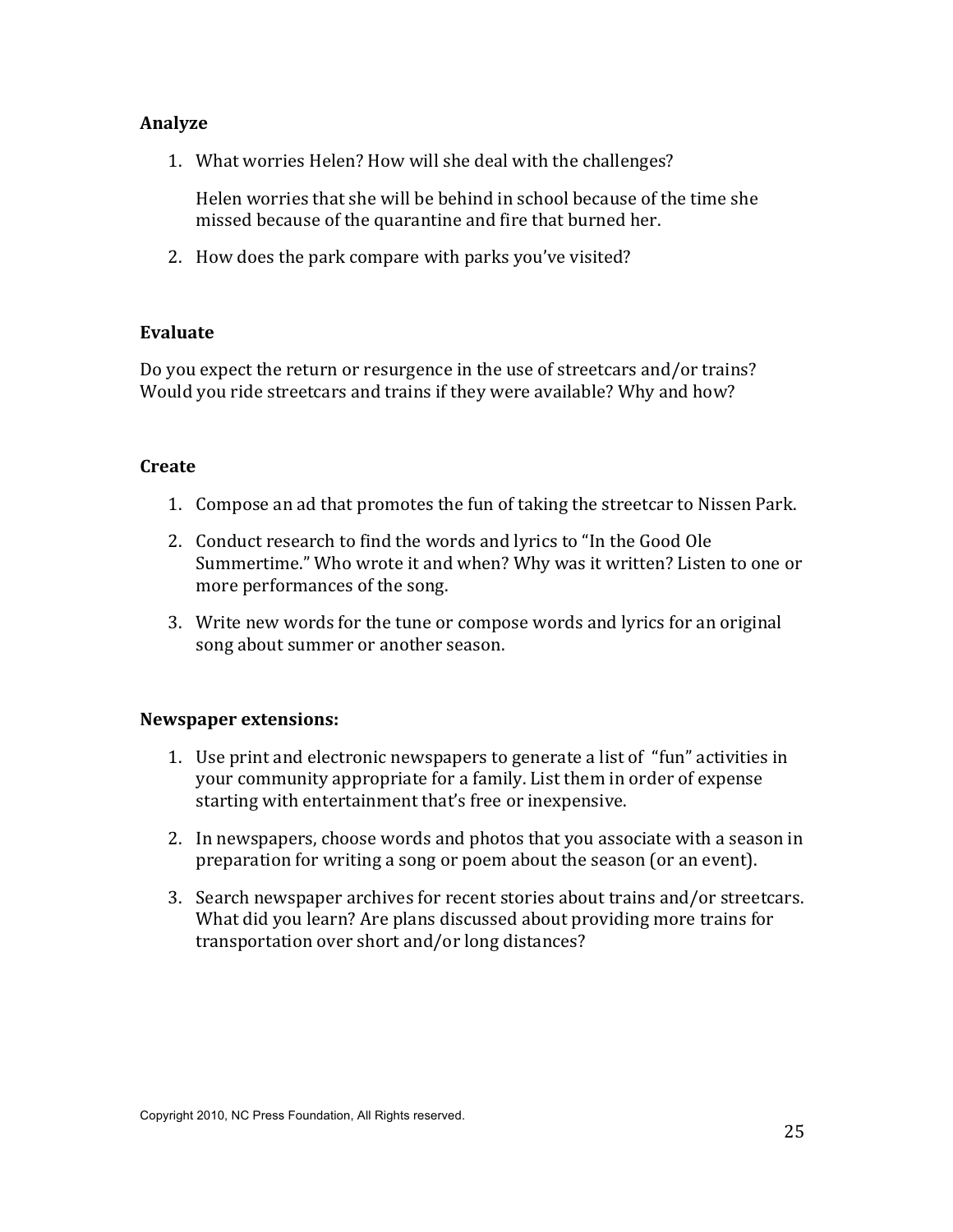## Analyze

1. What worries Helen? How will she deal with the challenges?

   Helen worries that she will be behind in school because of the time she missed because of the quarantine and fire that burned her.

2. How does the park compare with parks you've visited?

## Evaluate

Do you expect the return or resurgence in the use of streetcars and/or trains? Would you ride streetcars and trains if they were available? Why and how?

## Create

1. Compose an ad that promotes the fun of taking the streetcar to Nissen Park.
2. Conduct research to find the words and lyrics to "In the Good Ole Summertime." Who wrote it and when? Why was it written? Listen to one or more performances of the song.
3. Write new words for the tune or compose words and lyrics for an original song about summer or another season.

## Newspaper extensions:

1. Use print and electronic newspapers to generate a list of "fun" activities in your community appropriate for a family. List them in order of expense starting with entertainment that's free or inexpensive.
2. In newspapers, choose words and photos that you associate with a season in preparation for writing a song or poem about the season (or an event).
3. Search newspaper archives for recent stories about trains and/or streetcars. What did you learn? Are plans discussed about providing more trains for transportation over short and/or long distances?

Copyright 2010, NC Press Foundation, All Rights reserved.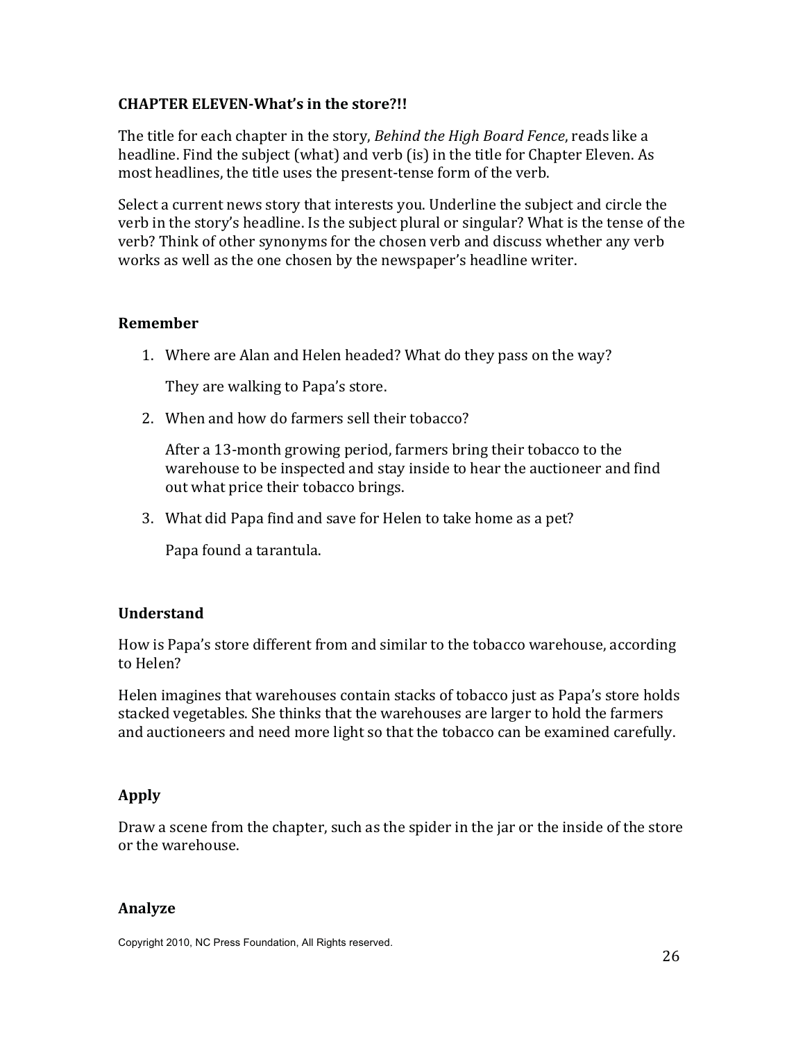**CHAPTER ELEVEN-What's in the store?!!**

The title for each chapter in the story, *Behind the High Board Fence*, reads like a headline. Find the subject (what) and verb (is) in the title for Chapter Eleven. As most headlines, the title uses the present-tense form of the verb.

Select a current news story that interests you. Underline the subject and circle the verb in the story's headline. Is the subject plural or singular? What is the tense of the verb? Think of other synonyms for the chosen verb and discuss whether any verb works as well as the one chosen by the newspaper's headline writer.

**Remember**

1. Where are Alan and Helen headed? What do they pass on the way?

   They are walking to Papa's store.

2. When and how do farmers sell their tobacco?

   After a 13-month growing period, farmers bring their tobacco to the warehouse to be inspected and stay inside to hear the auctioneer and find out what price their tobacco brings.

3. What did Papa find and save for Helen to take home as a pet?

   Papa found a tarantula.

**Understand**

How is Papa's store different from and similar to the tobacco warehouse, according to Helen?

Helen imagines that warehouses contain stacks of tobacco just as Papa's store holds stacked vegetables. She thinks that the warehouses are larger to hold the farmers and auctioneers and need more light so that the tobacco can be examined carefully.

**Apply**

Draw a scene from the chapter, such as the spider in the jar or the inside of the store or the warehouse.

**Analyze**

Copyright 2010, NC Press Foundation, All Rights reserved.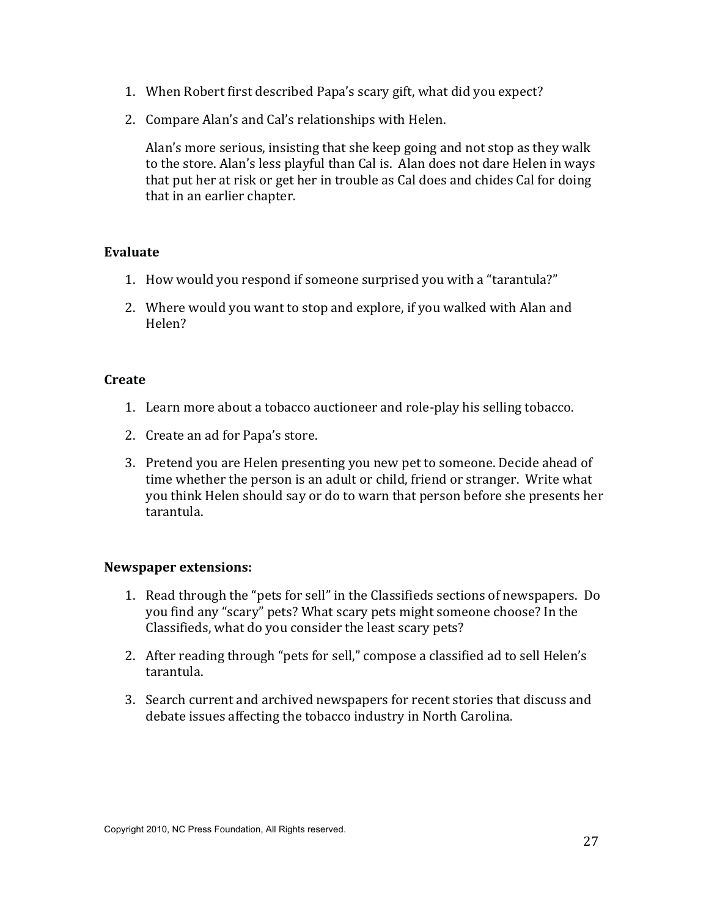1. When Robert first described Papa's scary gift, what did you expect?

2. Compare Alan's and Cal's relationships with Helen.

   Alan's more serious, insisting that she keep going and not stop as they walk to the store. Alan's less playful than Cal is. Alan does not dare Helen in ways that put her at risk or get her in trouble as Cal does and chides Cal for doing that in an earlier chapter.

**Evaluate**

1. How would you respond if someone surprised you with a "tarantula?"

2. Where would you want to stop and explore, if you walked with Alan and Helen?

**Create**

1. Learn more about a tobacco auctioneer and role-play his selling tobacco.

2. Create an ad for Papa's store.

3. Pretend you are Helen presenting you new pet to someone. Decide ahead of time whether the person is an adult or child, friend or stranger. Write what you think Helen should say or do to warn that person before she presents her tarantula.

**Newspaper extensions:**

1. Read through the "pets for sell" in the Classifieds sections of newspapers. Do you find any "scary" pets? What scary pets might someone choose? In the Classifieds, what do you consider the least scary pets?

2. After reading through "pets for sell," compose a classified ad to sell Helen's tarantula.

3. Search current and archived newspapers for recent stories that discuss and debate issues affecting the tobacco industry in North Carolina.

Copyright 2010, NC Press Foundation, All Rights reserved.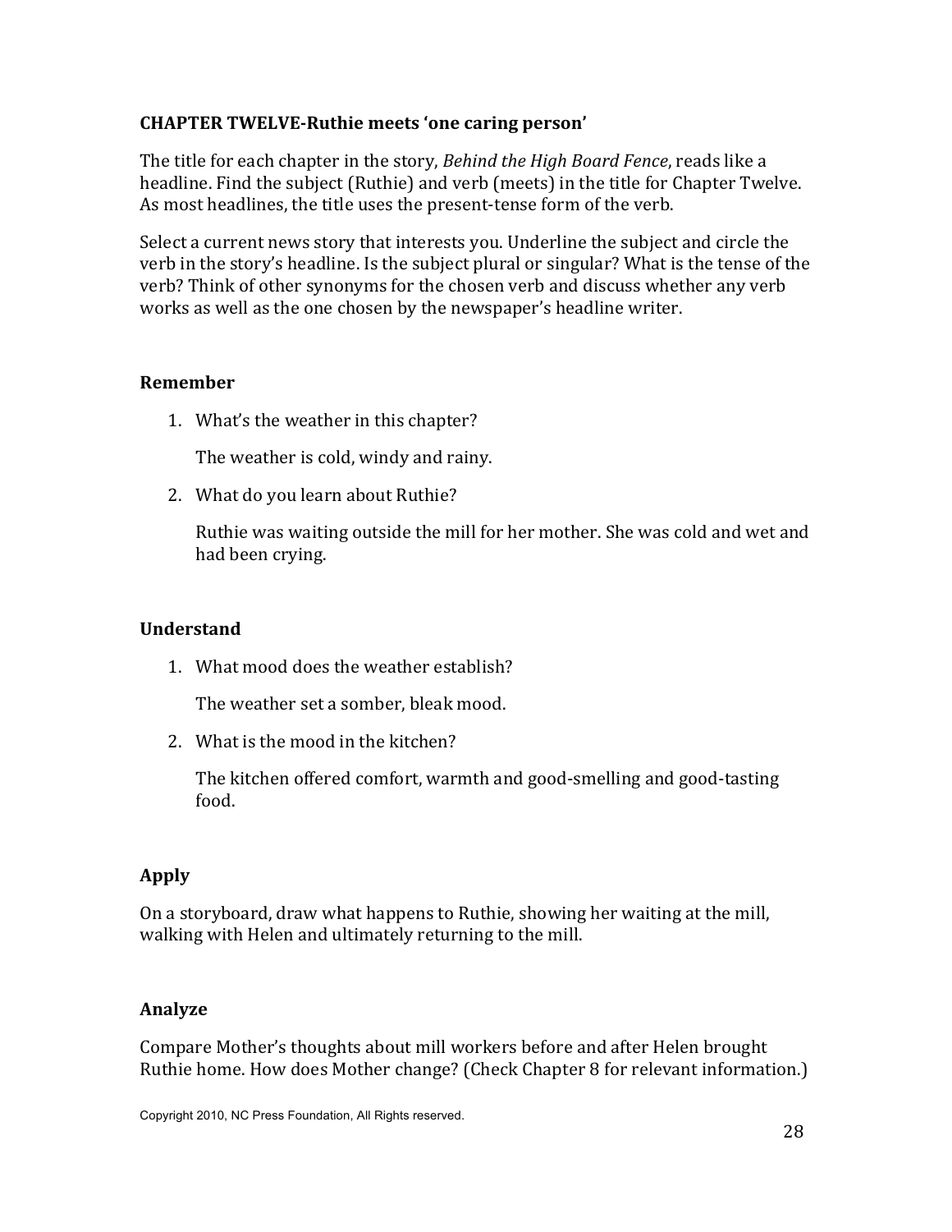**CHAPTER TWELVE-Ruthie meets 'one caring person'**

The title for each chapter in the story, *Behind the High Board Fence*, reads like a headline. Find the subject (Ruthie) and verb (meets) in the title for Chapter Twelve. As most headlines, the title uses the present-tense form of the verb.

Select a current news story that interests you. Underline the subject and circle the verb in the story's headline. Is the subject plural or singular? What is the tense of the verb? Think of other synonyms for the chosen verb and discuss whether any verb works as well as the one chosen by the newspaper's headline writer.

**Remember**

1. What's the weather in this chapter?

   The weather is cold, windy and rainy.

2. What do you learn about Ruthie?

   Ruthie was waiting outside the mill for her mother. She was cold and wet and had been crying.

**Understand**

1. What mood does the weather establish?

   The weather set a somber, bleak mood.

2. What is the mood in the kitchen?

   The kitchen offered comfort, warmth and good-smelling and good-tasting food.

**Apply**

On a storyboard, draw what happens to Ruthie, showing her waiting at the mill, walking with Helen and ultimately returning to the mill.

**Analyze**

Compare Mother's thoughts about mill workers before and after Helen brought Ruthie home. How does Mother change? (Check Chapter 8 for relevant information.)

Copyright 2010, NC Press Foundation, All Rights reserved.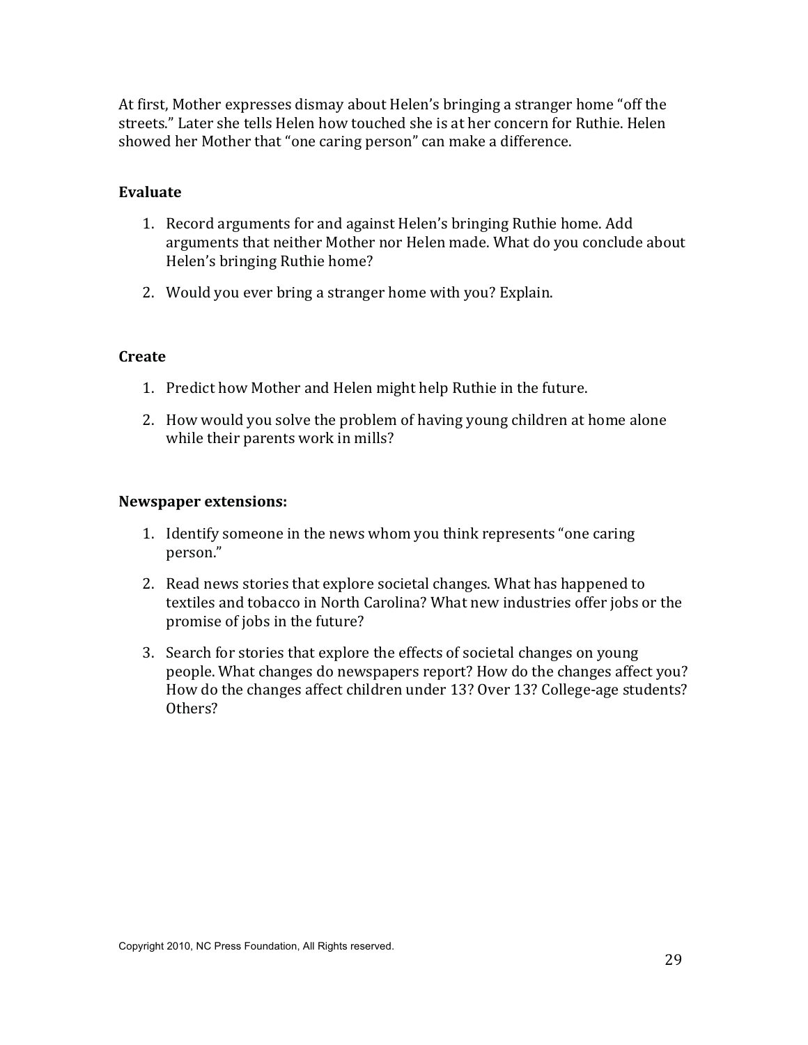At first, Mother expresses dismay about Helen's bringing a stranger home "off the streets." Later she tells Helen how touched she is at her concern for Ruthie. Helen showed her Mother that "one caring person" can make a difference.

**Evaluate**

1. Record arguments for and against Helen's bringing Ruthie home. Add arguments that neither Mother nor Helen made. What do you conclude about Helen's bringing Ruthie home?
2. Would you ever bring a stranger home with you? Explain.

**Create**

1. Predict how Mother and Helen might help Ruthie in the future.
2. How would you solve the problem of having young children at home alone while their parents work in mills?

**Newspaper extensions:**

1. Identify someone in the news whom you think represents "one caring person."
2. Read news stories that explore societal changes. What has happened to textiles and tobacco in North Carolina? What new industries offer jobs or the promise of jobs in the future?
3. Search for stories that explore the effects of societal changes on young people. What changes do newspapers report? How do the changes affect you? How do the changes affect children under 13? Over 13? College-age students? Others?

Copyright 2010, NC Press Foundation, All Rights reserved.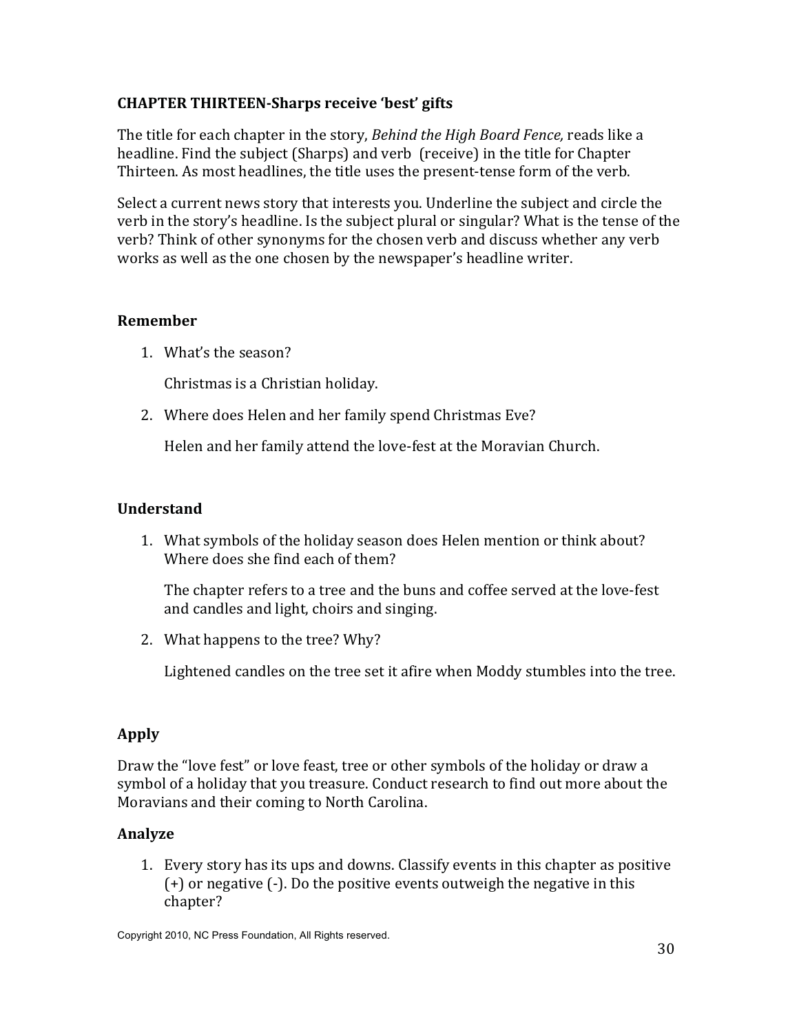### CHAPTER THIRTEEN-Sharps receive 'best' gifts

The title for each chapter in the story, *Behind the High Board Fence,* reads like a headline. Find the subject (Sharps) and verb (receive) in the title for Chapter Thirteen. As most headlines, the title uses the present-tense form of the verb.

Select a current news story that interests you. Underline the subject and circle the verb in the story's headline. Is the subject plural or singular? What is the tense of the verb? Think of other synonyms for the chosen verb and discuss whether any verb works as well as the one chosen by the newspaper's headline writer.

#### Remember

1. What's the season?

   Christmas is a Christian holiday.

2. Where does Helen and her family spend Christmas Eve?

   Helen and her family attend the love-fest at the Moravian Church.

#### Understand

1. What symbols of the holiday season does Helen mention or think about? Where does she find each of them?

   The chapter refers to a tree and the buns and coffee served at the love-fest and candles and light, choirs and singing.

2. What happens to the tree? Why?

   Lightened candles on the tree set it afire when Moddy stumbles into the tree.

#### Apply

Draw the "love fest" or love feast, tree or other symbols of the holiday or draw a symbol of a holiday that you treasure. Conduct research to find out more about the Moravians and their coming to North Carolina.

#### Analyze

1. Every story has its ups and downs. Classify events in this chapter as positive (+) or negative (-). Do the positive events outweigh the negative in this chapter?

Copyright 2010, NC Press Foundation, All Rights reserved.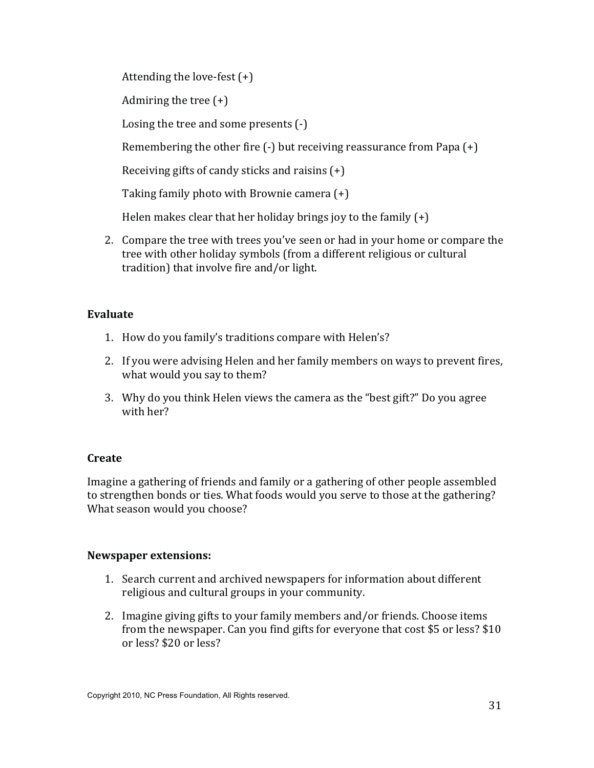Attending the love-fest (+)

Admiring the tree (+)

Losing the tree and some presents (-)

Remembering the other fire (-) but receiving reassurance from Papa (+)

Receiving gifts of candy sticks and raisins (+)

Taking family photo with Brownie camera (+)

Helen makes clear that her holiday brings joy to the family (+)

2. Compare the tree with trees you've seen or had in your home or compare the tree with other holiday symbols (from a different religious or cultural tradition) that involve fire and/or light.

**Evaluate**

1. How do you family's traditions compare with Helen's?
2. If you were advising Helen and her family members on ways to prevent fires, what would you say to them?
3. Why do you think Helen views the camera as the "best gift?" Do you agree with her?

**Create**

Imagine a gathering of friends and family or a gathering of other people assembled to strengthen bonds or ties. What foods would you serve to those at the gathering? What season would you choose?

**Newspaper extensions:**

1. Search current and archived newspapers for information about different religious and cultural groups in your community.
2. Imagine giving gifts to your family members and/or friends. Choose items from the newspaper. Can you find gifts for everyone that cost $5 or less? $10 or less? $20 or less?

Copyright 2010, NC Press Foundation, All Rights reserved.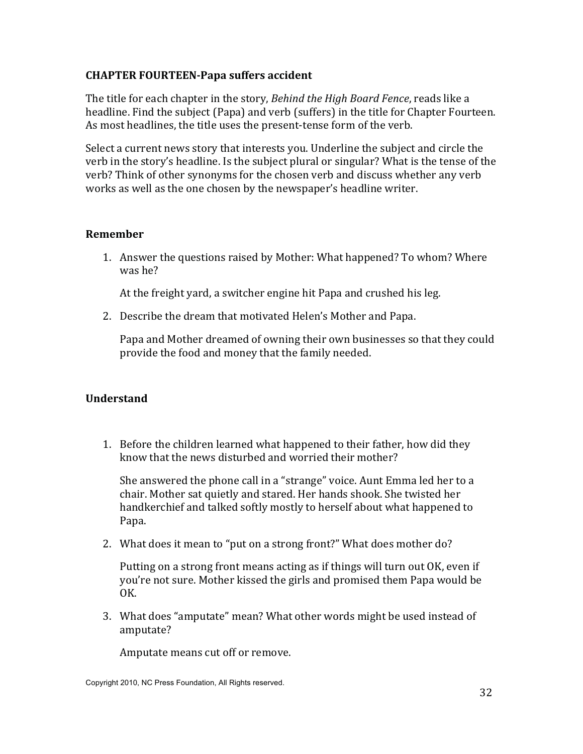**CHAPTER FOURTEEN-Papa suffers accident**

The title for each chapter in the story, *Behind the High Board Fence*, reads like a headline. Find the subject (Papa) and verb (suffers) in the title for Chapter Fourteen. As most headlines, the title uses the present-tense form of the verb.

Select a current news story that interests you. Underline the subject and circle the verb in the story's headline. Is the subject plural or singular? What is the tense of the verb? Think of other synonyms for the chosen verb and discuss whether any verb works as well as the one chosen by the newspaper's headline writer.

**Remember**

1. Answer the questions raised by Mother: What happened? To whom? Where was he?

   At the freight yard, a switcher engine hit Papa and crushed his leg.

2. Describe the dream that motivated Helen's Mother and Papa.

   Papa and Mother dreamed of owning their own businesses so that they could provide the food and money that the family needed.

**Understand**

1. Before the children learned what happened to their father, how did they know that the news disturbed and worried their mother?

   She answered the phone call in a "strange" voice. Aunt Emma led her to a chair. Mother sat quietly and stared. Her hands shook. She twisted her handkerchief and talked softly mostly to herself about what happened to Papa.

2. What does it mean to "put on a strong front?" What does mother do?

   Putting on a strong front means acting as if things will turn out OK, even if you're not sure. Mother kissed the girls and promised them Papa would be OK.

3. What does "amputate" mean? What other words might be used instead of amputate?

   Amputate means cut off or remove.

Copyright 2010, NC Press Foundation, All Rights reserved.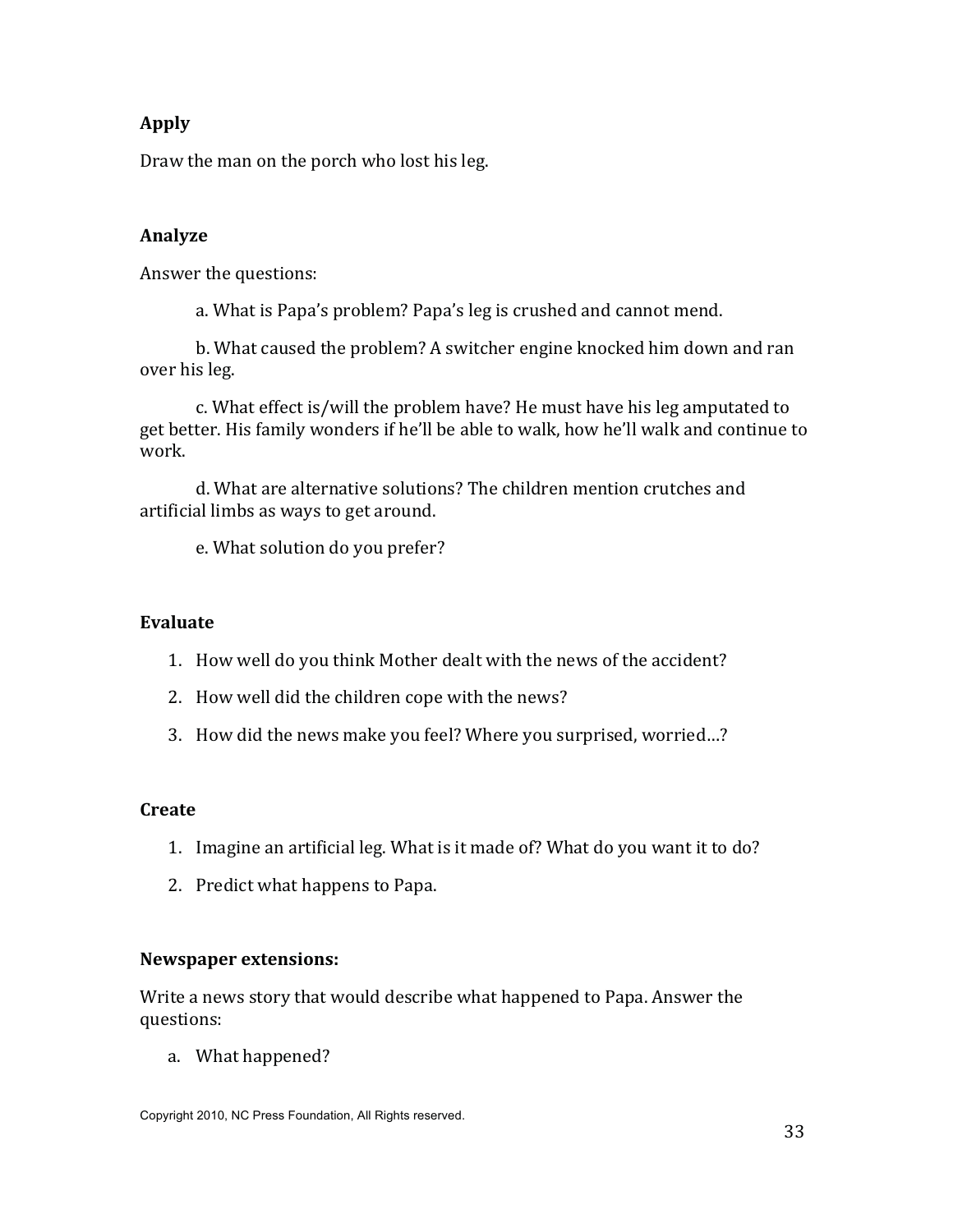**Apply**

Draw the man on the porch who lost his leg.

**Analyze**

Answer the questions:

a. What is Papa's problem? Papa's leg is crushed and cannot mend.

b. What caused the problem? A switcher engine knocked him down and ran over his leg.

c. What effect is/will the problem have? He must have his leg amputated to get better. His family wonders if he'll be able to walk, how he'll walk and continue to work.

d. What are alternative solutions? The children mention crutches and artificial limbs as ways to get around.

e. What solution do you prefer?

**Evaluate**

1. How well do you think Mother dealt with the news of the accident?
2. How well did the children cope with the news?
3. How did the news make you feel? Where you surprised, worried…?

**Create**

1. Imagine an artificial leg. What is it made of? What do you want it to do?
2. Predict what happens to Papa.

**Newspaper extensions:**

Write a news story that would describe what happened to Papa. Answer the questions:

a. What happened?

Copyright 2010, NC Press Foundation, All Rights reserved.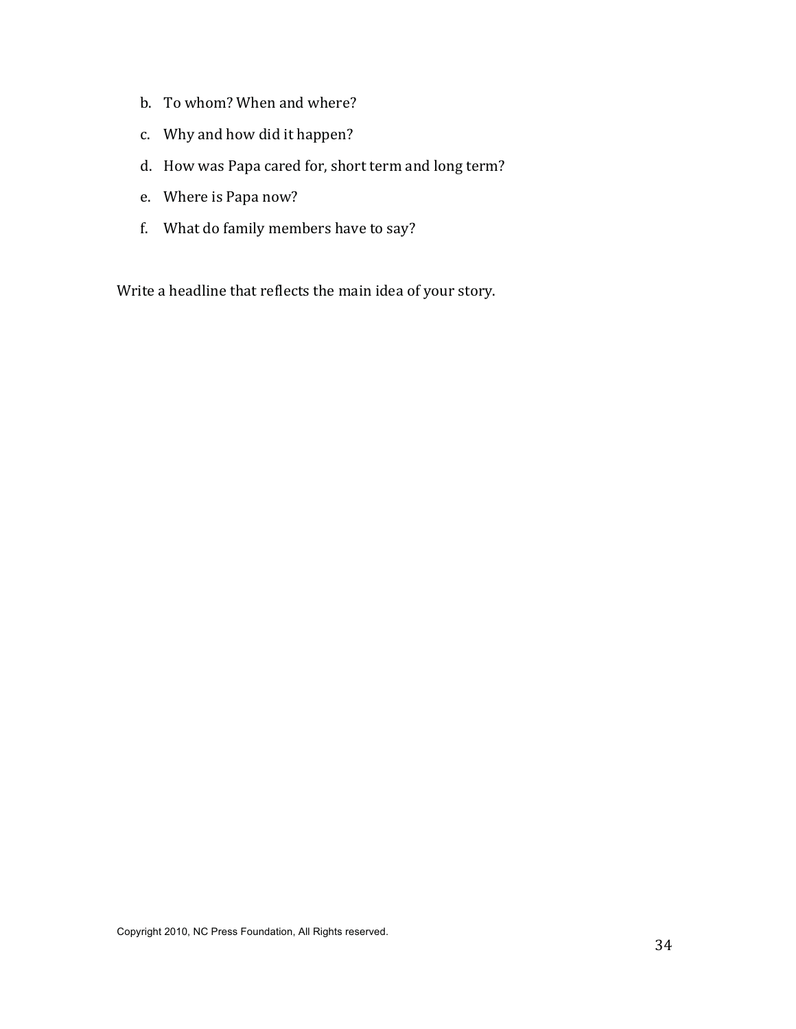b. To whom? When and where?
c. Why and how did it happen?
d. How was Papa cared for, short term and long term?
e. Where is Papa now?
f. What do family members have to say?

Write a headline that reflects the main idea of your story.

Copyright 2010, NC Press Foundation, All Rights reserved.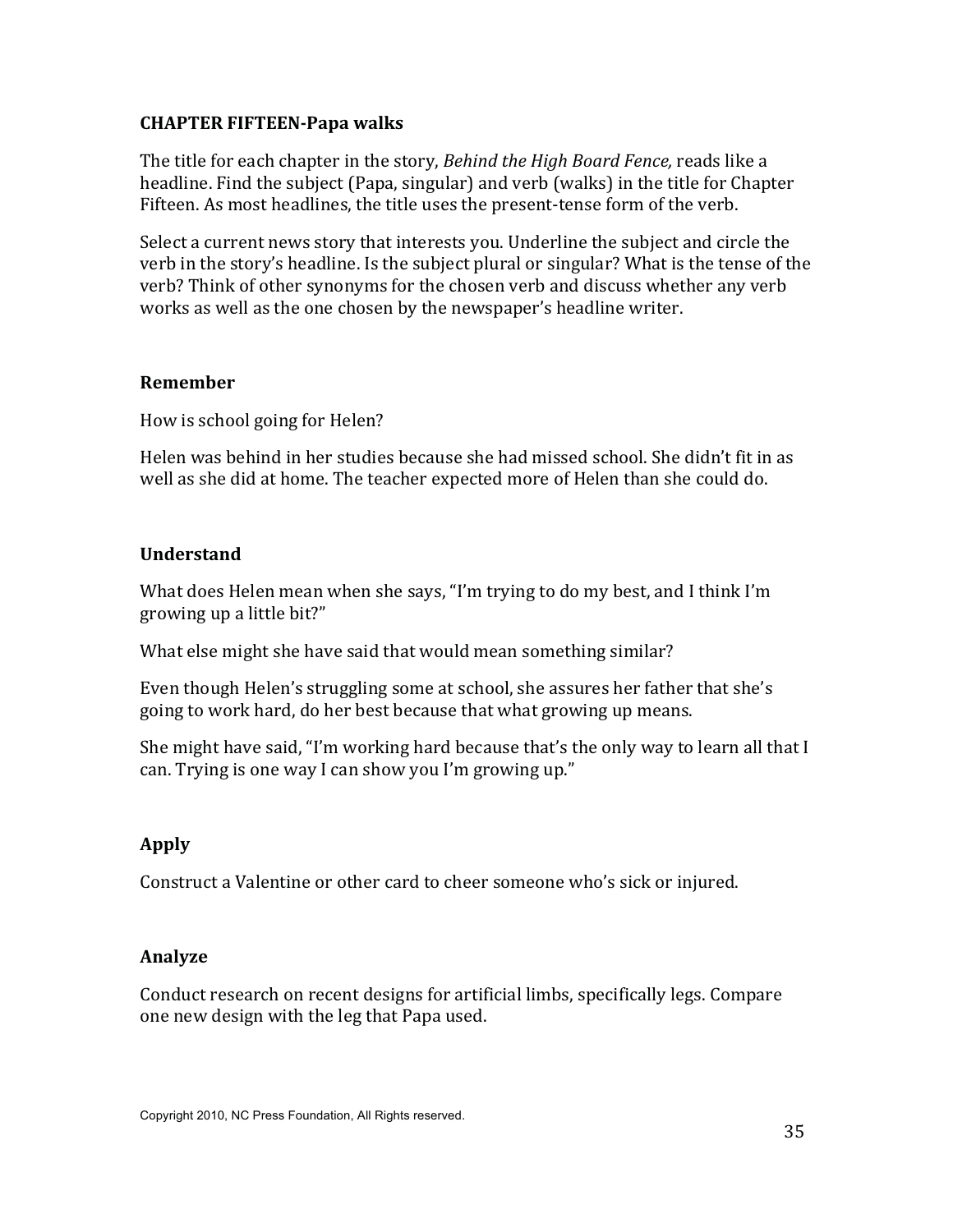## CHAPTER FIFTEEN-Papa walks

The title for each chapter in the story, *Behind the High Board Fence,* reads like a headline. Find the subject (Papa, singular) and verb (walks) in the title for Chapter Fifteen. As most headlines, the title uses the present-tense form of the verb.

Select a current news story that interests you. Underline the subject and circle the verb in the story's headline. Is the subject plural or singular? What is the tense of the verb? Think of other synonyms for the chosen verb and discuss whether any verb works as well as the one chosen by the newspaper's headline writer.

### Remember

How is school going for Helen?

Helen was behind in her studies because she had missed school. She didn't fit in as well as she did at home. The teacher expected more of Helen than she could do.

### Understand

What does Helen mean when she says, "I'm trying to do my best, and I think I'm growing up a little bit?"

What else might she have said that would mean something similar?

Even though Helen's struggling some at school, she assures her father that she's going to work hard, do her best because that what growing up means.

She might have said, "I'm working hard because that's the only way to learn all that I can. Trying is one way I can show you I'm growing up."

### Apply

Construct a Valentine or other card to cheer someone who's sick or injured.

### Analyze

Conduct research on recent designs for artificial limbs, specifically legs. Compare one new design with the leg that Papa used.

Copyright 2010, NC Press Foundation, All Rights reserved.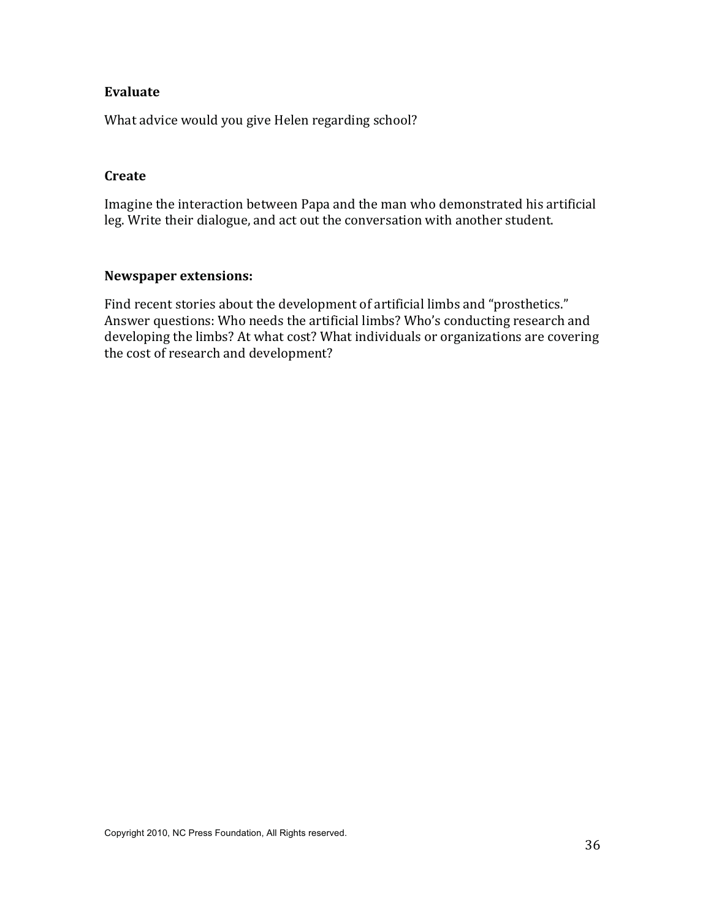**Evaluate**

What advice would you give Helen regarding school?

**Create**

Imagine the interaction between Papa and the man who demonstrated his artificial leg. Write their dialogue, and act out the conversation with another student.

**Newspaper extensions:**

Find recent stories about the development of artificial limbs and "prosthetics." Answer questions: Who needs the artificial limbs? Who's conducting research and developing the limbs? At what cost? What individuals or organizations are covering the cost of research and development?

Copyright 2010, NC Press Foundation, All Rights reserved.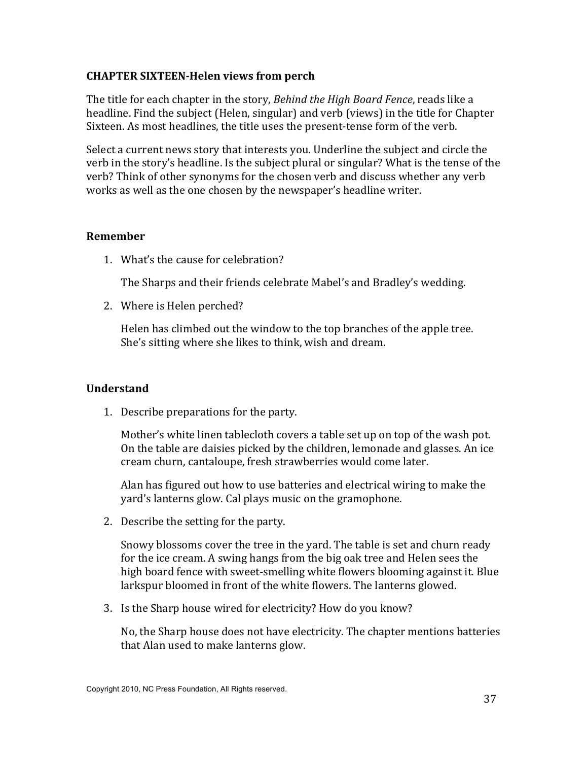**CHAPTER SIXTEEN-Helen views from perch**

The title for each chapter in the story, *Behind the High Board Fence*, reads like a headline. Find the subject (Helen, singular) and verb (views) in the title for Chapter Sixteen. As most headlines, the title uses the present-tense form of the verb.

Select a current news story that interests you. Underline the subject and circle the verb in the story's headline. Is the subject plural or singular? What is the tense of the verb? Think of other synonyms for the chosen verb and discuss whether any verb works as well as the one chosen by the newspaper's headline writer.

**Remember**

1. What's the cause for celebration?

   The Sharps and their friends celebrate Mabel's and Bradley's wedding.

2. Where is Helen perched?

   Helen has climbed out the window to the top branches of the apple tree. She's sitting where she likes to think, wish and dream.

**Understand**

1. Describe preparations for the party.

   Mother's white linen tablecloth covers a table set up on top of the wash pot. On the table are daisies picked by the children, lemonade and glasses. An ice cream churn, cantaloupe, fresh strawberries would come later.

   Alan has figured out how to use batteries and electrical wiring to make the yard's lanterns glow. Cal plays music on the gramophone.

2. Describe the setting for the party.

   Snowy blossoms cover the tree in the yard. The table is set and churn ready for the ice cream. A swing hangs from the big oak tree and Helen sees the high board fence with sweet-smelling white flowers blooming against it. Blue larkspur bloomed in front of the white flowers. The lanterns glowed.

3. Is the Sharp house wired for electricity? How do you know?

   No, the Sharp house does not have electricity. The chapter mentions batteries that Alan used to make lanterns glow.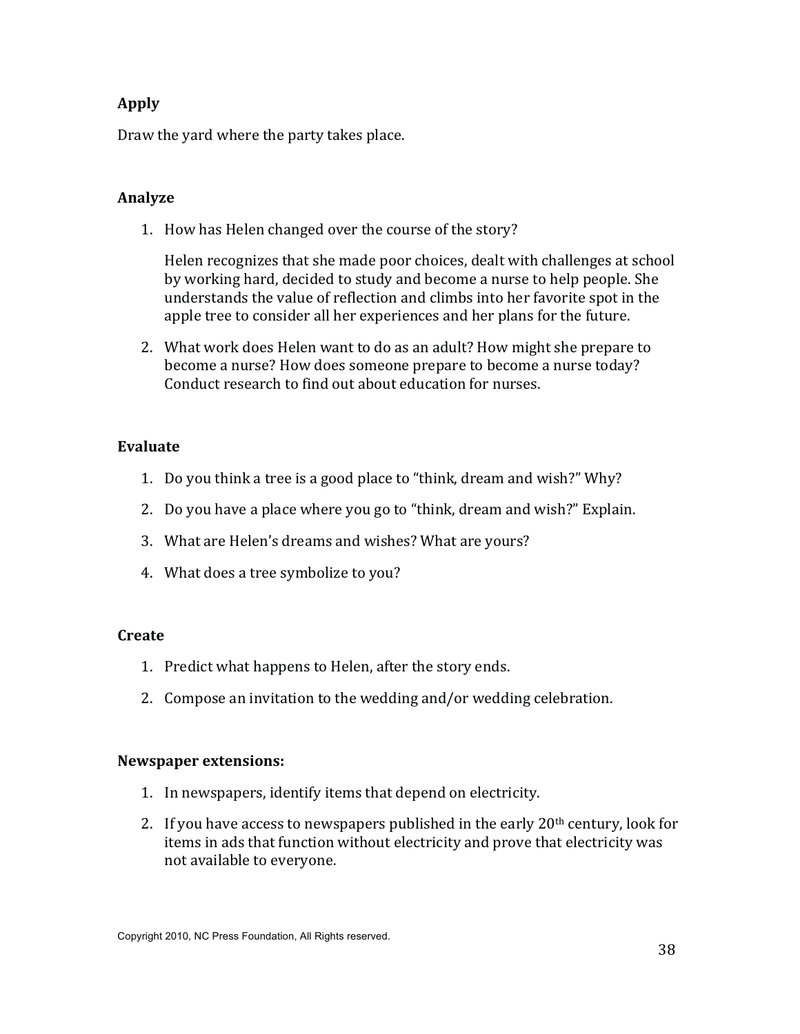**Apply**

Draw the yard where the party takes place.

**Analyze**

1. How has Helen changed over the course of the story?

   Helen recognizes that she made poor choices, dealt with challenges at school by working hard, decided to study and become a nurse to help people. She understands the value of reflection and climbs into her favorite spot in the apple tree to consider all her experiences and her plans for the future.

2. What work does Helen want to do as an adult? How might she prepare to become a nurse? How does someone prepare to become a nurse today? Conduct research to find out about education for nurses.

**Evaluate**

1. Do you think a tree is a good place to "think, dream and wish?" Why?
2. Do you have a place where you go to "think, dream and wish?" Explain.
3. What are Helen's dreams and wishes? What are yours?
4. What does a tree symbolize to you?

**Create**

1. Predict what happens to Helen, after the story ends.
2. Compose an invitation to the wedding and/or wedding celebration.

**Newspaper extensions:**

1. In newspapers, identify items that depend on electricity.
2. If you have access to newspapers published in the early 20th century, look for items in ads that function without electricity and prove that electricity was not available to everyone.

Copyright 2010, NC Press Foundation, All Rights reserved.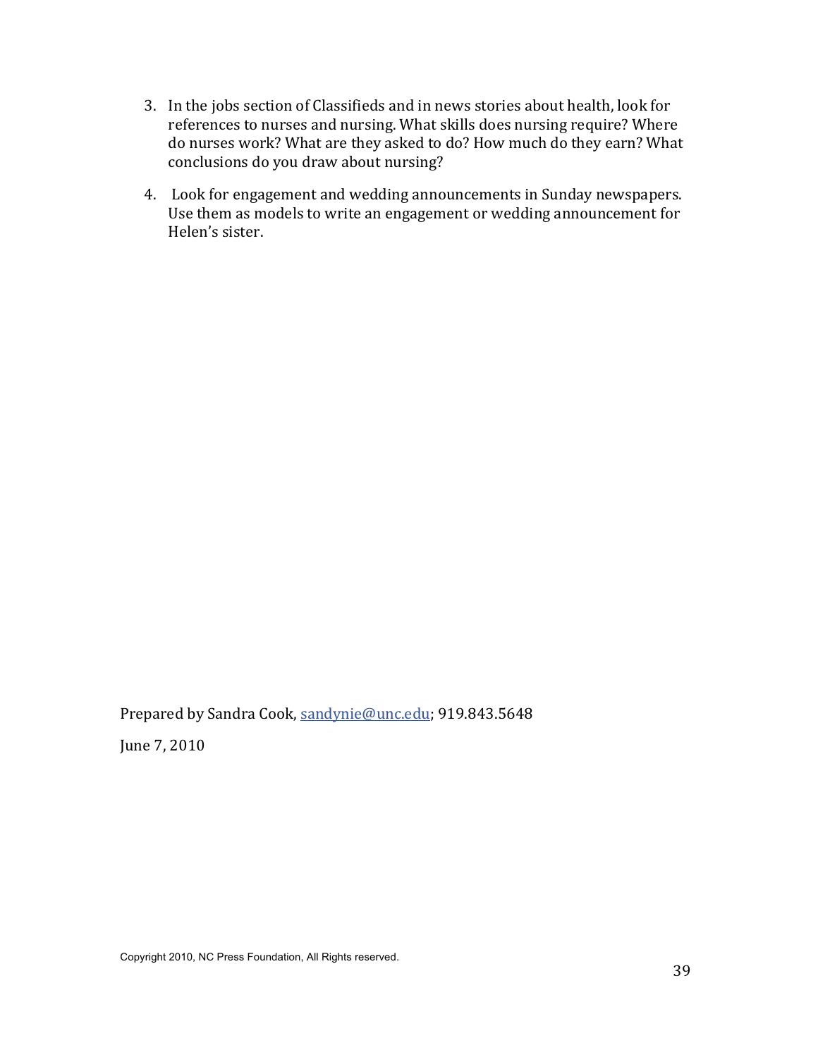3. In the jobs section of Classifieds and in news stories about health, look for references to nurses and nursing. What skills does nursing require? Where do nurses work? What are they asked to do? How much do they earn? What conclusions do you draw about nursing?

4. Look for engagement and wedding announcements in Sunday newspapers. Use them as models to write an engagement or wedding announcement for Helen's sister.

Prepared by Sandra Cook, sandynie@unc.edu; 919.843.5648

June 7, 2010

Copyright 2010, NC Press Foundation, All Rights reserved.